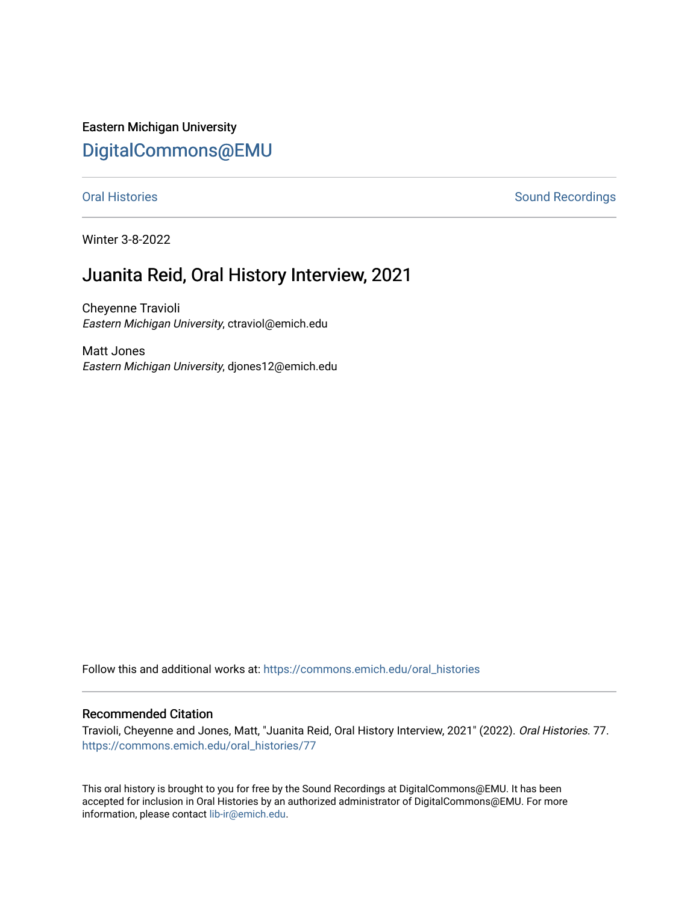Eastern Michigan University

# DigitalCommons@EMU

Oral Histories | Sound Recordings

Winter 3-8-2022

## Juanita Reid, Oral History Interview, 2021

Cheyenne Travioli
*Eastern Michigan University*, ctraviol@emich.edu

Matt Jones
*Eastern Michigan University*, djones12@emich.edu

Follow this and additional works at: https://commons.emich.edu/oral_histories

### Recommended Citation

Travioli, Cheyenne and Jones, Matt, "Juanita Reid, Oral History Interview, 2021" (2022). *Oral Histories*. 77.
https://commons.emich.edu/oral_histories/77

This oral history is brought to you for free by the Sound Recordings at DigitalCommons@EMU. It has been accepted for inclusion in Oral Histories by an authorized administrator of DigitalCommons@EMU. For more information, please contact lib-ir@emich.edu.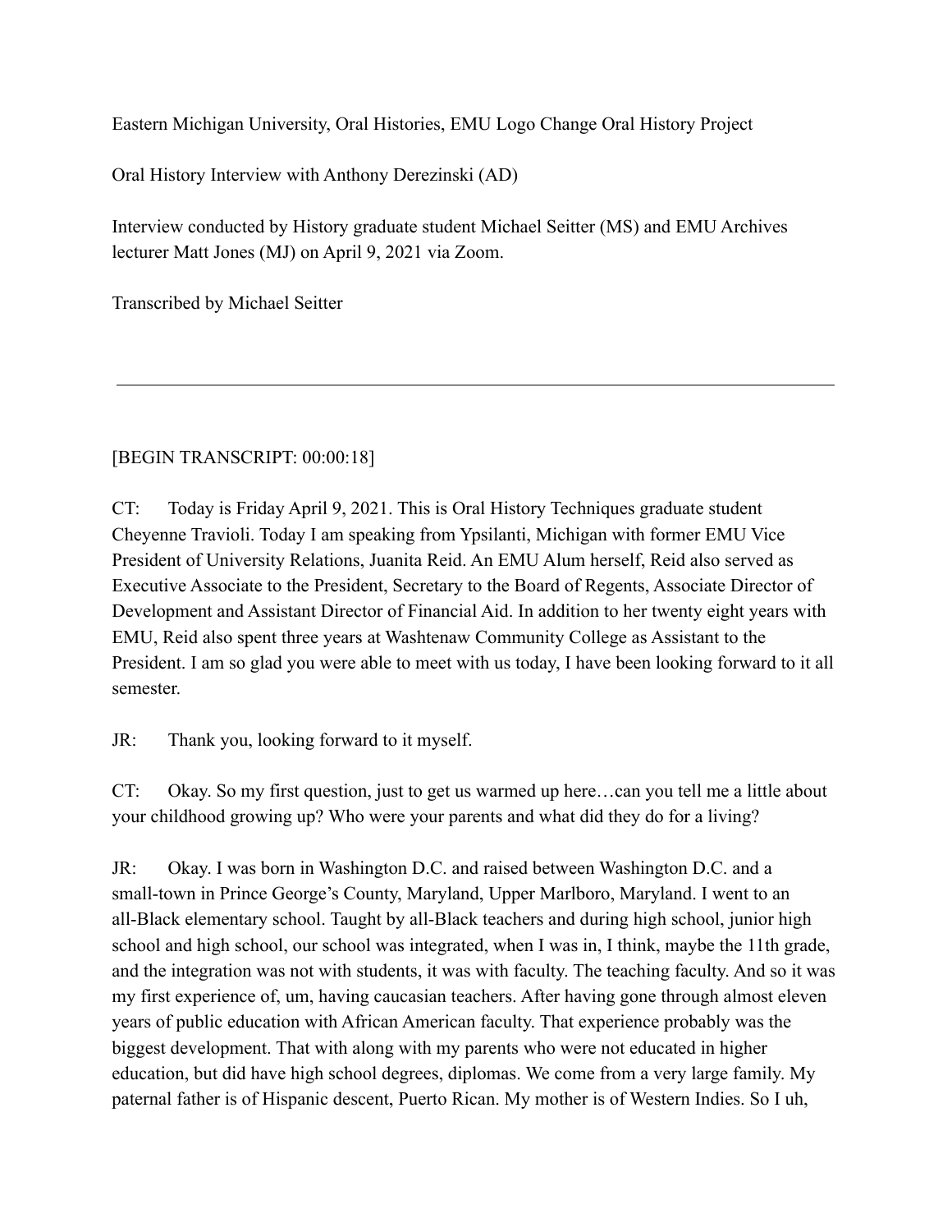Eastern Michigan University, Oral Histories, EMU Logo Change Oral History Project

Oral History Interview with Anthony Derezinski (AD)

Interview conducted by History graduate student Michael Seitter (MS) and EMU Archives lecturer Matt Jones (MJ) on April 9, 2021 via Zoom.

Transcribed by Michael Seitter

---

[BEGIN TRANSCRIPT: 00:00:18]

CT: Today is Friday April 9, 2021. This is Oral History Techniques graduate student Cheyenne Travioli. Today I am speaking from Ypsilanti, Michigan with former EMU Vice President of University Relations, Juanita Reid. An EMU Alum herself, Reid also served as Executive Associate to the President, Secretary to the Board of Regents, Associate Director of Development and Assistant Director of Financial Aid. In addition to her twenty eight years with EMU, Reid also spent three years at Washtenaw Community College as Assistant to the President. I am so glad you were able to meet with us today, I have been looking forward to it all semester.

JR: Thank you, looking forward to it myself.

CT: Okay. So my first question, just to get us warmed up here…can you tell me a little about your childhood growing up? Who were your parents and what did they do for a living?

JR: Okay. I was born in Washington D.C. and raised between Washington D.C. and a small-town in Prince George's County, Maryland, Upper Marlboro, Maryland. I went to an all-Black elementary school. Taught by all-Black teachers and during high school, junior high school and high school, our school was integrated, when I was in, I think, maybe the 11th grade, and the integration was not with students, it was with faculty. The teaching faculty. And so it was my first experience of, um, having caucasian teachers. After having gone through almost eleven years of public education with African American faculty. That experience probably was the biggest development. That with along with my parents who were not educated in higher education, but did have high school degrees, diplomas. We come from a very large family. My paternal father is of Hispanic descent, Puerto Rican. My mother is of Western Indies. So I uh,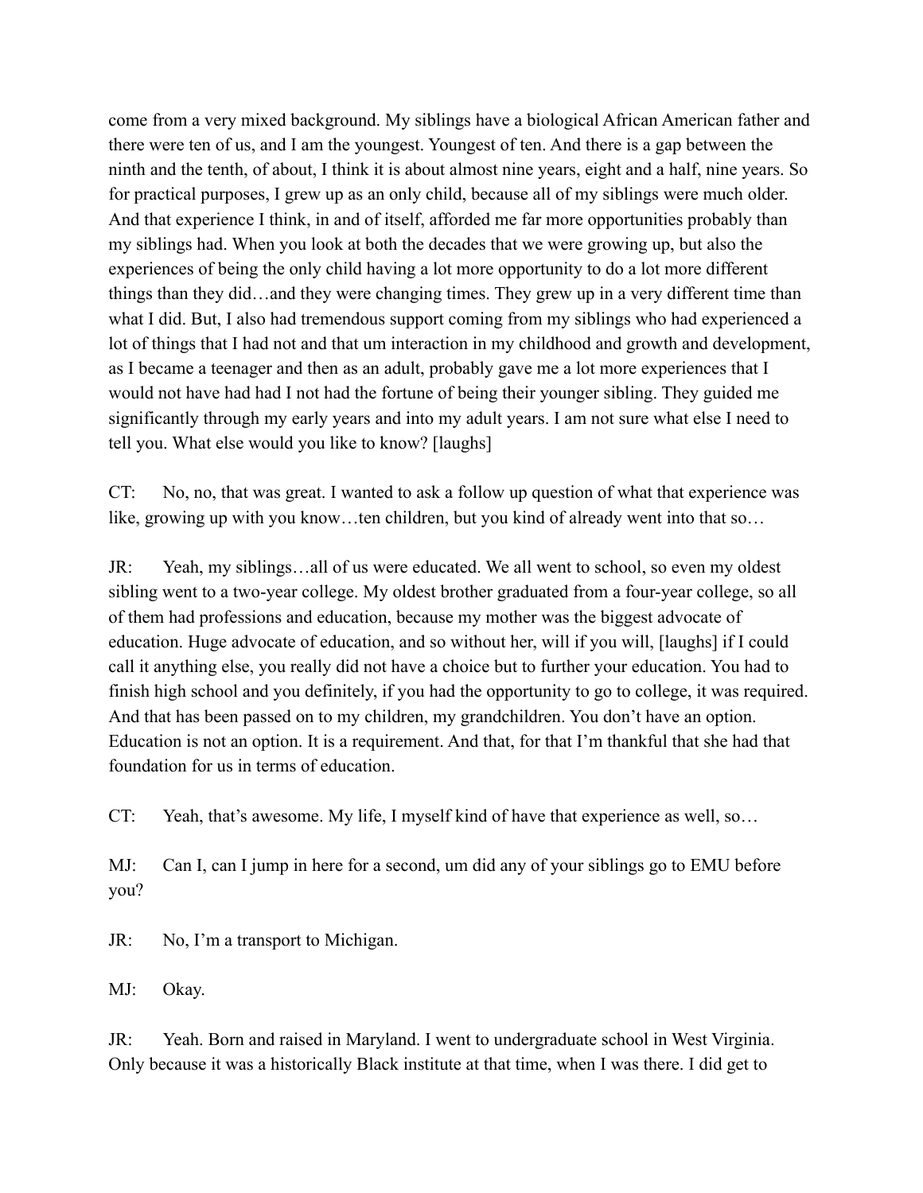come from a very mixed background. My siblings have a biological African American father and there were ten of us, and I am the youngest. Youngest of ten. And there is a gap between the ninth and the tenth, of about, I think it is about almost nine years, eight and a half, nine years. So for practical purposes, I grew up as an only child, because all of my siblings were much older. And that experience I think, in and of itself, afforded me far more opportunities probably than my siblings had. When you look at both the decades that we were growing up, but also the experiences of being the only child having a lot more opportunity to do a lot more different things than they did…and they were changing times. They grew up in a very different time than what I did. But, I also had tremendous support coming from my siblings who had experienced a lot of things that I had not and that um interaction in my childhood and growth and development, as I became a teenager and then as an adult, probably gave me a lot more experiences that I would not have had had I not had the fortune of being their younger sibling. They guided me significantly through my early years and into my adult years. I am not sure what else I need to tell you. What else would you like to know? [laughs]

CT: No, no, that was great. I wanted to ask a follow up question of what that experience was like, growing up with you know…ten children, but you kind of already went into that so…

JR: Yeah, my siblings…all of us were educated. We all went to school, so even my oldest sibling went to a two-year college. My oldest brother graduated from a four-year college, so all of them had professions and education, because my mother was the biggest advocate of education. Huge advocate of education, and so without her, will if you will, [laughs] if I could call it anything else, you really did not have a choice but to further your education. You had to finish high school and you definitely, if you had the opportunity to go to college, it was required. And that has been passed on to my children, my grandchildren. You don't have an option. Education is not an option. It is a requirement. And that, for that I'm thankful that she had that foundation for us in terms of education.

CT: Yeah, that's awesome. My life, I myself kind of have that experience as well, so…

MJ: Can I, can I jump in here for a second, um did any of your siblings go to EMU before you?

JR: No, I'm a transport to Michigan.

MJ: Okay.

JR: Yeah. Born and raised in Maryland. I went to undergraduate school in West Virginia. Only because it was a historically Black institute at that time, when I was there. I did get to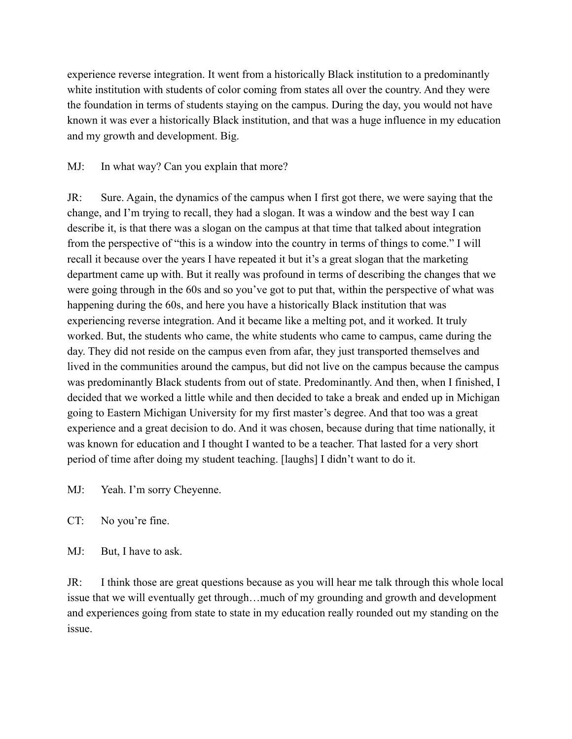experience reverse integration. It went from a historically Black institution to a predominantly white institution with students of color coming from states all over the country. And they were the foundation in terms of students staying on the campus. During the day, you would not have known it was ever a historically Black institution, and that was a huge influence in my education and my growth and development. Big.

MJ: In what way? Can you explain that more?

JR: Sure. Again, the dynamics of the campus when I first got there, we were saying that the change, and I'm trying to recall, they had a slogan. It was a window and the best way I can describe it, is that there was a slogan on the campus at that time that talked about integration from the perspective of "this is a window into the country in terms of things to come." I will recall it because over the years I have repeated it but it's a great slogan that the marketing department came up with. But it really was profound in terms of describing the changes that we were going through in the 60s and so you've got to put that, within the perspective of what was happening during the 60s, and here you have a historically Black institution that was experiencing reverse integration. And it became like a melting pot, and it worked. It truly worked. But, the students who came, the white students who came to campus, came during the day. They did not reside on the campus even from afar, they just transported themselves and lived in the communities around the campus, but did not live on the campus because the campus was predominantly Black students from out of state. Predominantly. And then, when I finished, I decided that we worked a little while and then decided to take a break and ended up in Michigan going to Eastern Michigan University for my first master's degree. And that too was a great experience and a great decision to do. And it was chosen, because during that time nationally, it was known for education and I thought I wanted to be a teacher. That lasted for a very short period of time after doing my student teaching. [laughs] I didn't want to do it.

MJ: Yeah. I'm sorry Cheyenne.

CT: No you're fine.

MJ: But, I have to ask.

JR: I think those are great questions because as you will hear me talk through this whole local issue that we will eventually get through…much of my grounding and growth and development and experiences going from state to state in my education really rounded out my standing on the issue.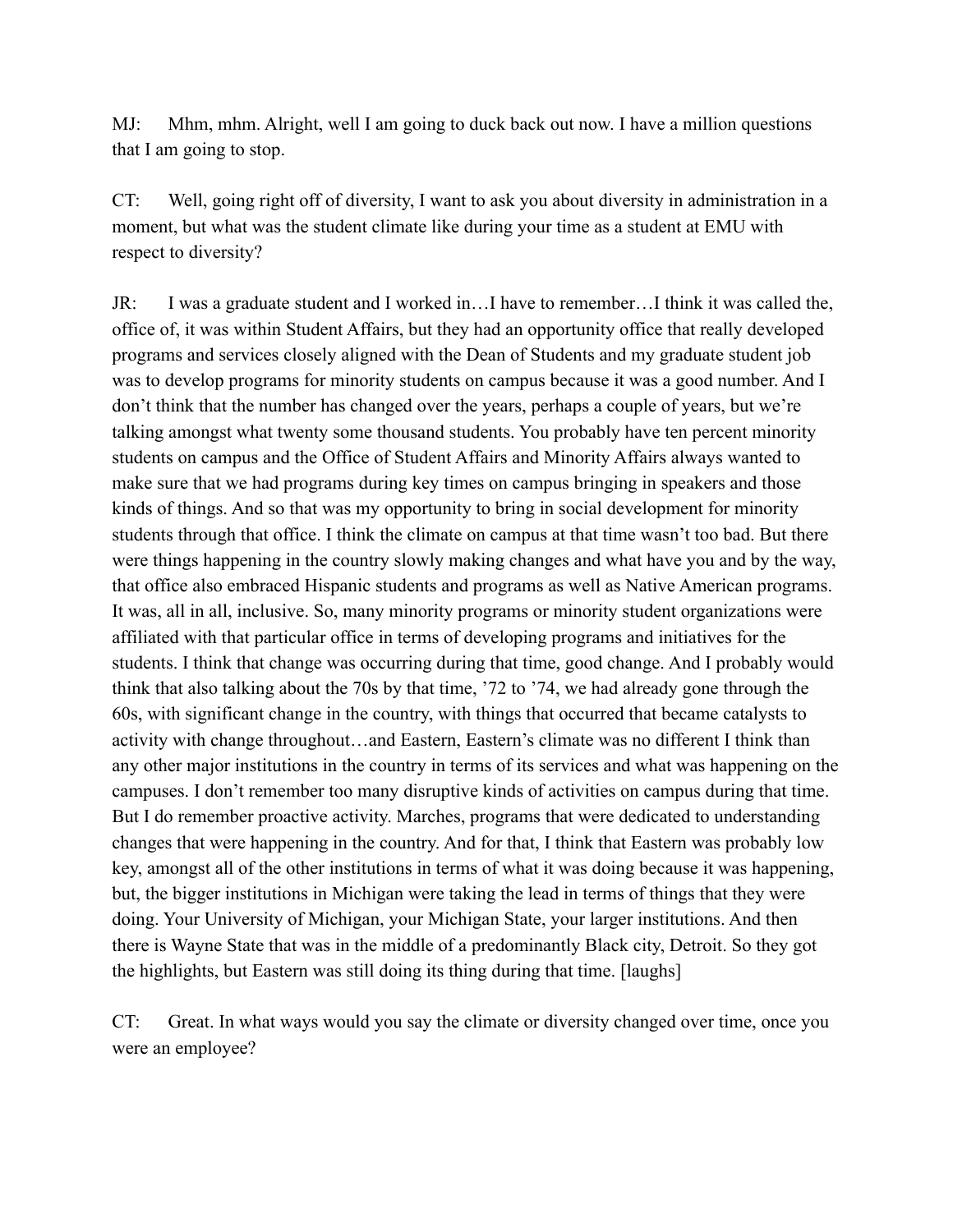MJ:	Mhm, mhm. Alright, well I am going to duck back out now. I have a million questions that I am going to stop.

CT:	Well, going right off of diversity, I want to ask you about diversity in administration in a moment, but what was the student climate like during your time as a student at EMU with respect to diversity?

JR:	I was a graduate student and I worked in…I have to remember…I think it was called the, office of, it was within Student Affairs, but they had an opportunity office that really developed programs and services closely aligned with the Dean of Students and my graduate student job was to develop programs for minority students on campus because it was a good number. And I don't think that the number has changed over the years, perhaps a couple of years, but we're talking amongst what twenty some thousand students. You probably have ten percent minority students on campus and the Office of Student Affairs and Minority Affairs always wanted to make sure that we had programs during key times on campus bringing in speakers and those kinds of things. And so that was my opportunity to bring in social development for minority students through that office. I think the climate on campus at that time wasn't too bad. But there were things happening in the country slowly making changes and what have you and by the way, that office also embraced Hispanic students and programs as well as Native American programs. It was, all in all, inclusive. So, many minority programs or minority student organizations were affiliated with that particular office in terms of developing programs and initiatives for the students. I think that change was occurring during that time, good change. And I probably would think that also talking about the 70s by that time, '72 to '74, we had already gone through the 60s, with significant change in the country, with things that occurred that became catalysts to activity with change throughout…and Eastern, Eastern's climate was no different I think than any other major institutions in the country in terms of its services and what was happening on the campuses. I don't remember too many disruptive kinds of activities on campus during that time. But I do remember proactive activity. Marches, programs that were dedicated to understanding changes that were happening in the country. And for that, I think that Eastern was probably low key, amongst all of the other institutions in terms of what it was doing because it was happening, but, the bigger institutions in Michigan were taking the lead in terms of things that they were doing. Your University of Michigan, your Michigan State, your larger institutions. And then there is Wayne State that was in the middle of a predominantly Black city, Detroit. So they got the highlights, but Eastern was still doing its thing during that time. [laughs]

CT:	Great. In what ways would you say the climate or diversity changed over time, once you were an employee?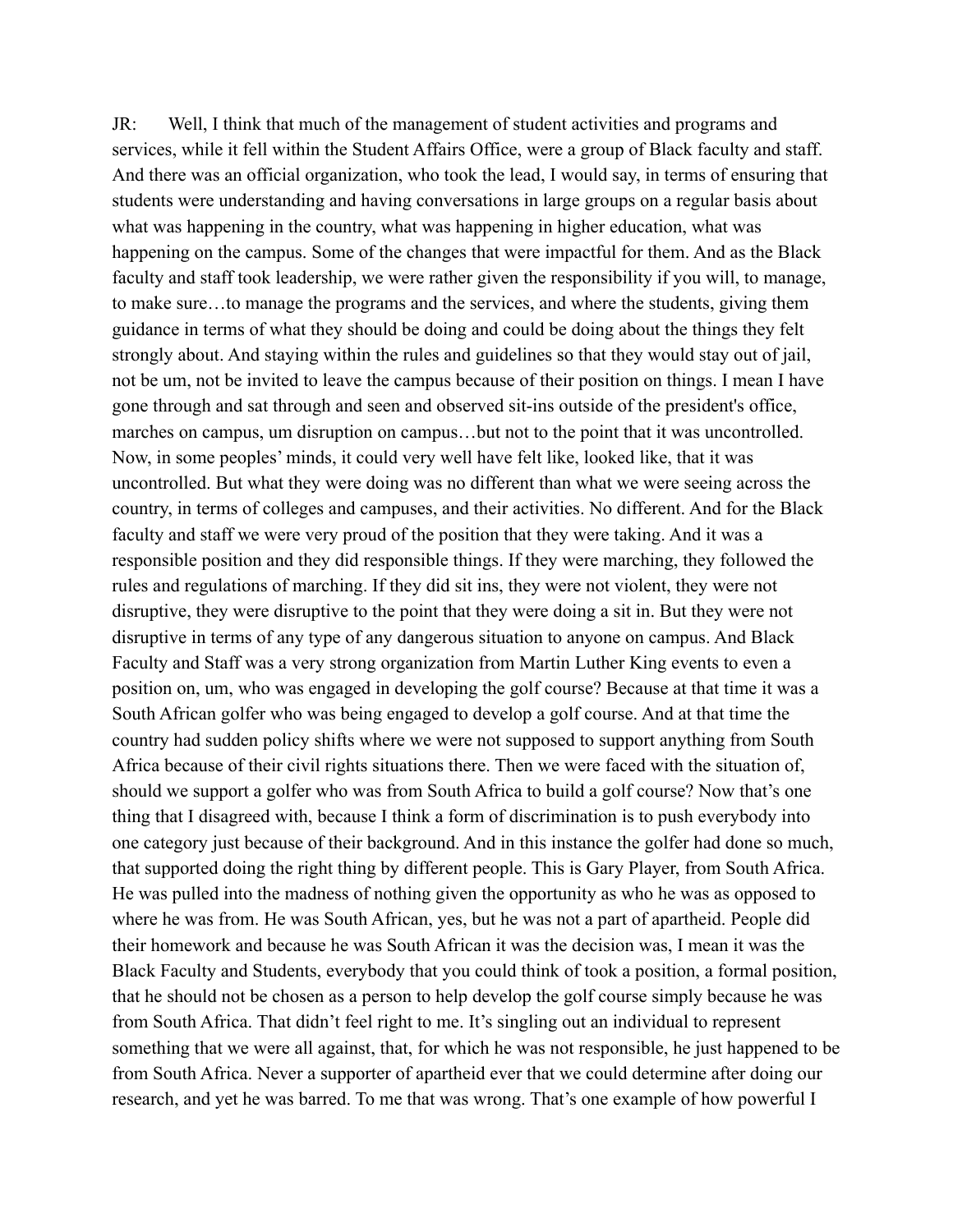JR: Well, I think that much of the management of student activities and programs and services, while it fell within the Student Affairs Office, were a group of Black faculty and staff. And there was an official organization, who took the lead, I would say, in terms of ensuring that students were understanding and having conversations in large groups on a regular basis about what was happening in the country, what was happening in higher education, what was happening on the campus. Some of the changes that were impactful for them. And as the Black faculty and staff took leadership, we were rather given the responsibility if you will, to manage, to make sure…to manage the programs and the services, and where the students, giving them guidance in terms of what they should be doing and could be doing about the things they felt strongly about. And staying within the rules and guidelines so that they would stay out of jail, not be um, not be invited to leave the campus because of their position on things. I mean I have gone through and sat through and seen and observed sit-ins outside of the president's office, marches on campus, um disruption on campus…but not to the point that it was uncontrolled. Now, in some peoples' minds, it could very well have felt like, looked like, that it was uncontrolled. But what they were doing was no different than what we were seeing across the country, in terms of colleges and campuses, and their activities. No different. And for the Black faculty and staff we were very proud of the position that they were taking. And it was a responsible position and they did responsible things. If they were marching, they followed the rules and regulations of marching. If they did sit ins, they were not violent, they were not disruptive, they were disruptive to the point that they were doing a sit in. But they were not disruptive in terms of any type of any dangerous situation to anyone on campus. And Black Faculty and Staff was a very strong organization from Martin Luther King events to even a position on, um, who was engaged in developing the golf course? Because at that time it was a South African golfer who was being engaged to develop a golf course. And at that time the country had sudden policy shifts where we were not supposed to support anything from South Africa because of their civil rights situations there. Then we were faced with the situation of, should we support a golfer who was from South Africa to build a golf course? Now that's one thing that I disagreed with, because I think a form of discrimination is to push everybody into one category just because of their background. And in this instance the golfer had done so much, that supported doing the right thing by different people. This is Gary Player, from South Africa. He was pulled into the madness of nothing given the opportunity as who he was as opposed to where he was from. He was South African, yes, but he was not a part of apartheid. People did their homework and because he was South African it was the decision was, I mean it was the Black Faculty and Students, everybody that you could think of took a position, a formal position, that he should not be chosen as a person to help develop the golf course simply because he was from South Africa. That didn't feel right to me. It's singling out an individual to represent something that we were all against, that, for which he was not responsible, he just happened to be from South Africa. Never a supporter of apartheid ever that we could determine after doing our research, and yet he was barred. To me that was wrong. That's one example of how powerful I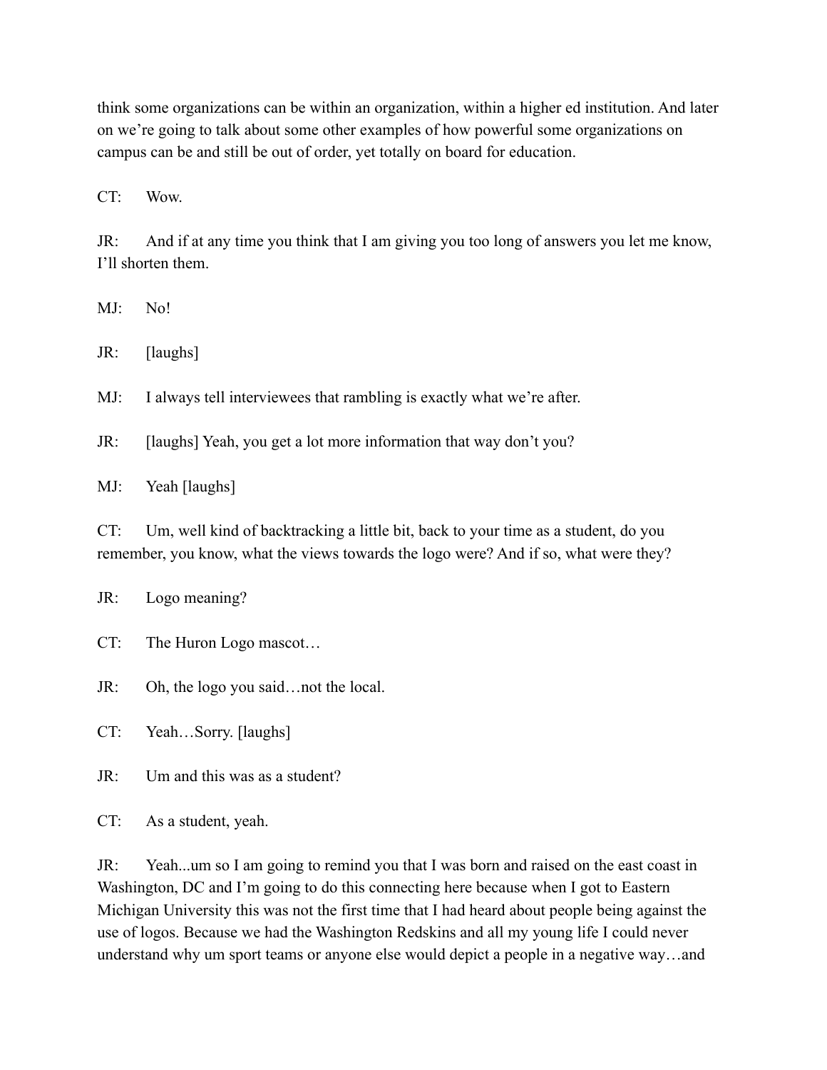think some organizations can be within an organization, within a higher ed institution. And later on we're going to talk about some other examples of how powerful some organizations on campus can be and still be out of order, yet totally on board for education.

CT: Wow.

JR: And if at any time you think that I am giving you too long of answers you let me know, I'll shorten them.

MJ: No!

JR: [laughs]

MJ: I always tell interviewees that rambling is exactly what we're after.

JR: [laughs] Yeah, you get a lot more information that way don't you?

MJ: Yeah [laughs]

CT: Um, well kind of backtracking a little bit, back to your time as a student, do you remember, you know, what the views towards the logo were? And if so, what were they?

JR: Logo meaning?

CT: The Huron Logo mascot…

JR: Oh, the logo you said…not the local.

CT: Yeah…Sorry. [laughs]

JR: Um and this was as a student?

CT: As a student, yeah.

JR: Yeah...um so I am going to remind you that I was born and raised on the east coast in Washington, DC and I'm going to do this connecting here because when I got to Eastern Michigan University this was not the first time that I had heard about people being against the use of logos. Because we had the Washington Redskins and all my young life I could never understand why um sport teams or anyone else would depict a people in a negative way…and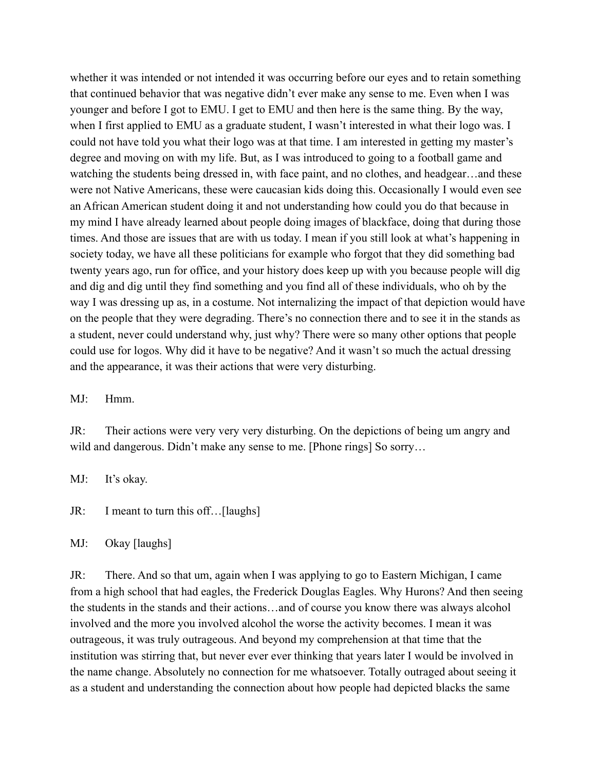whether it was intended or not intended it was occurring before our eyes and to retain something that continued behavior that was negative didn't ever make any sense to me. Even when I was younger and before I got to EMU. I get to EMU and then here is the same thing. By the way, when I first applied to EMU as a graduate student, I wasn't interested in what their logo was. I could not have told you what their logo was at that time. I am interested in getting my master's degree and moving on with my life. But, as I was introduced to going to a football game and watching the students being dressed in, with face paint, and no clothes, and headgear…and these were not Native Americans, these were caucasian kids doing this. Occasionally I would even see an African American student doing it and not understanding how could you do that because in my mind I have already learned about people doing images of blackface, doing that during those times. And those are issues that are with us today. I mean if you still look at what's happening in society today, we have all these politicians for example who forgot that they did something bad twenty years ago, run for office, and your history does keep up with you because people will dig and dig and dig until they find something and you find all of these individuals, who oh by the way I was dressing up as, in a costume. Not internalizing the impact of that depiction would have on the people that they were degrading. There's no connection there and to see it in the stands as a student, never could understand why, just why? There were so many other options that people could use for logos. Why did it have to be negative? And it wasn't so much the actual dressing and the appearance, it was their actions that were very disturbing.

MJ: Hmm.

JR: Their actions were very very very disturbing. On the depictions of being um angry and wild and dangerous. Didn't make any sense to me. [Phone rings] So sorry…

MJ: It's okay.

JR: I meant to turn this off…[laughs]

MJ: Okay [laughs]

JR: There. And so that um, again when I was applying to go to Eastern Michigan, I came from a high school that had eagles, the Frederick Douglas Eagles. Why Hurons? And then seeing the students in the stands and their actions…and of course you know there was always alcohol involved and the more you involved alcohol the worse the activity becomes. I mean it was outrageous, it was truly outrageous. And beyond my comprehension at that time that the institution was stirring that, but never ever ever thinking that years later I would be involved in the name change. Absolutely no connection for me whatsoever. Totally outraged about seeing it as a student and understanding the connection about how people had depicted blacks the same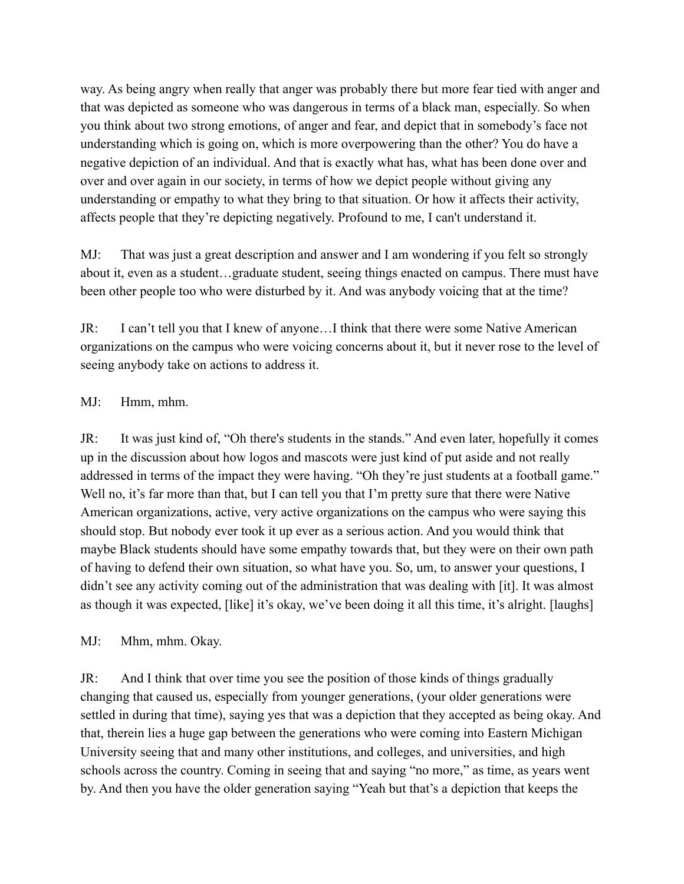way. As being angry when really that anger was probably there but more fear tied with anger and that was depicted as someone who was dangerous in terms of a black man, especially. So when you think about two strong emotions, of anger and fear, and depict that in somebody's face not understanding which is going on, which is more overpowering than the other? You do have a negative depiction of an individual. And that is exactly what has, what has been done over and over and over again in our society, in terms of how we depict people without giving any understanding or empathy to what they bring to that situation. Or how it affects their activity, affects people that they're depicting negatively. Profound to me, I can't understand it.

MJ: That was just a great description and answer and I am wondering if you felt so strongly about it, even as a student…graduate student, seeing things enacted on campus. There must have been other people too who were disturbed by it. And was anybody voicing that at the time?

JR: I can't tell you that I knew of anyone…I think that there were some Native American organizations on the campus who were voicing concerns about it, but it never rose to the level of seeing anybody take on actions to address it.

MJ: Hmm, mhm.

JR: It was just kind of, "Oh there's students in the stands." And even later, hopefully it comes up in the discussion about how logos and mascots were just kind of put aside and not really addressed in terms of the impact they were having. "Oh they're just students at a football game." Well no, it's far more than that, but I can tell you that I'm pretty sure that there were Native American organizations, active, very active organizations on the campus who were saying this should stop. But nobody ever took it up ever as a serious action. And you would think that maybe Black students should have some empathy towards that, but they were on their own path of having to defend their own situation, so what have you. So, um, to answer your questions, I didn't see any activity coming out of the administration that was dealing with [it]. It was almost as though it was expected, [like] it's okay, we've been doing it all this time, it's alright. [laughs]

MJ: Mhm, mhm. Okay.

JR: And I think that over time you see the position of those kinds of things gradually changing that caused us, especially from younger generations, (your older generations were settled in during that time), saying yes that was a depiction that they accepted as being okay. And that, therein lies a huge gap between the generations who were coming into Eastern Michigan University seeing that and many other institutions, and colleges, and universities, and high schools across the country. Coming in seeing that and saying "no more," as time, as years went by. And then you have the older generation saying "Yeah but that's a depiction that keeps the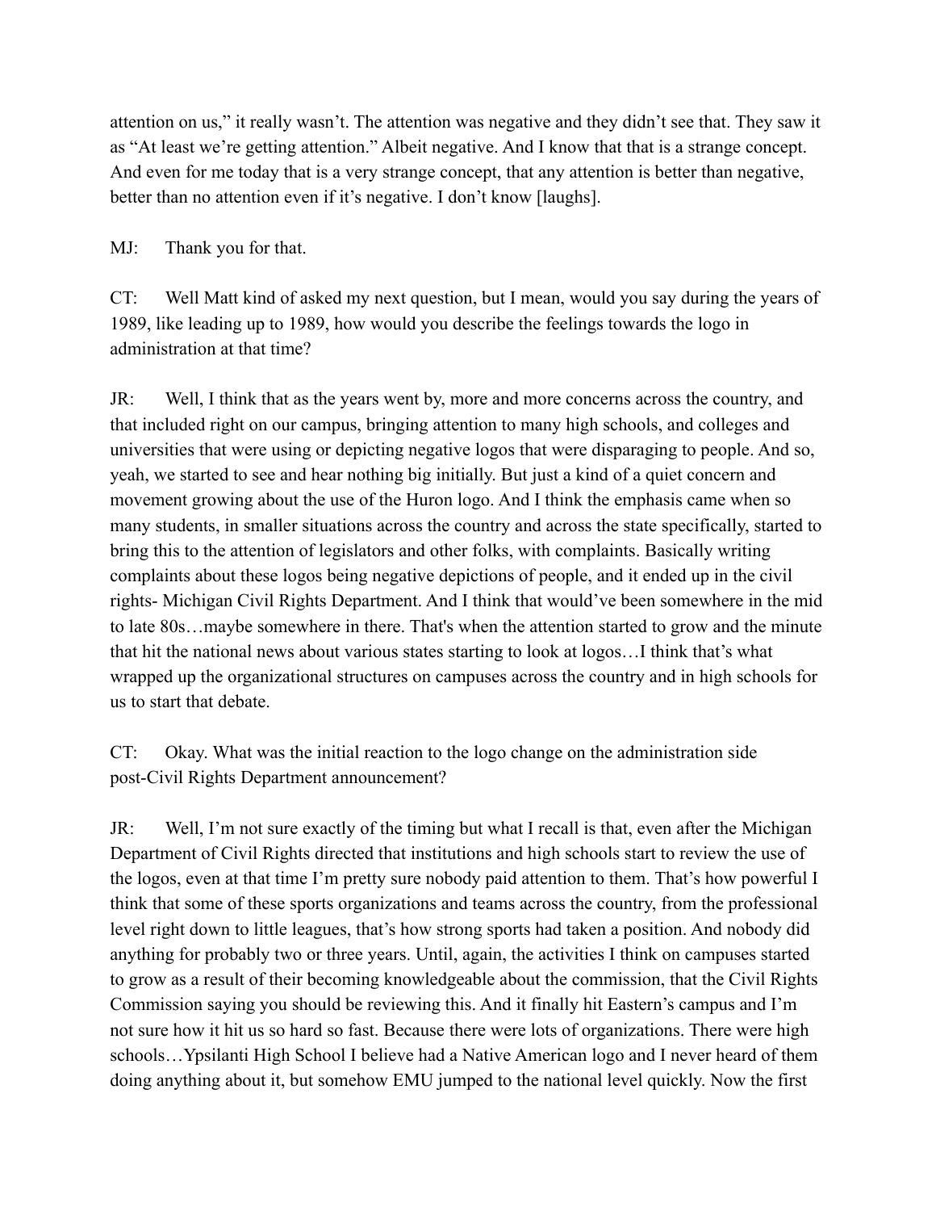attention on us," it really wasn't. The attention was negative and they didn't see that. They saw it as "At least we're getting attention." Albeit negative. And I know that that is a strange concept. And even for me today that is a very strange concept, that any attention is better than negative, better than no attention even if it's negative. I don't know [laughs].

MJ: Thank you for that.

CT: Well Matt kind of asked my next question, but I mean, would you say during the years of 1989, like leading up to 1989, how would you describe the feelings towards the logo in administration at that time?

JR: Well, I think that as the years went by, more and more concerns across the country, and that included right on our campus, bringing attention to many high schools, and colleges and universities that were using or depicting negative logos that were disparaging to people. And so, yeah, we started to see and hear nothing big initially. But just a kind of a quiet concern and movement growing about the use of the Huron logo. And I think the emphasis came when so many students, in smaller situations across the country and across the state specifically, started to bring this to the attention of legislators and other folks, with complaints. Basically writing complaints about these logos being negative depictions of people, and it ended up in the civil rights- Michigan Civil Rights Department. And I think that would've been somewhere in the mid to late 80s…maybe somewhere in there. That's when the attention started to grow and the minute that hit the national news about various states starting to look at logos…I think that's what wrapped up the organizational structures on campuses across the country and in high schools for us to start that debate.

CT: Okay. What was the initial reaction to the logo change on the administration side post-Civil Rights Department announcement?

JR: Well, I'm not sure exactly of the timing but what I recall is that, even after the Michigan Department of Civil Rights directed that institutions and high schools start to review the use of the logos, even at that time I'm pretty sure nobody paid attention to them. That's how powerful I think that some of these sports organizations and teams across the country, from the professional level right down to little leagues, that's how strong sports had taken a position. And nobody did anything for probably two or three years. Until, again, the activities I think on campuses started to grow as a result of their becoming knowledgeable about the commission, that the Civil Rights Commission saying you should be reviewing this. And it finally hit Eastern's campus and I'm not sure how it hit us so hard so fast. Because there were lots of organizations. There were high schools…Ypsilanti High School I believe had a Native American logo and I never heard of them doing anything about it, but somehow EMU jumped to the national level quickly. Now the first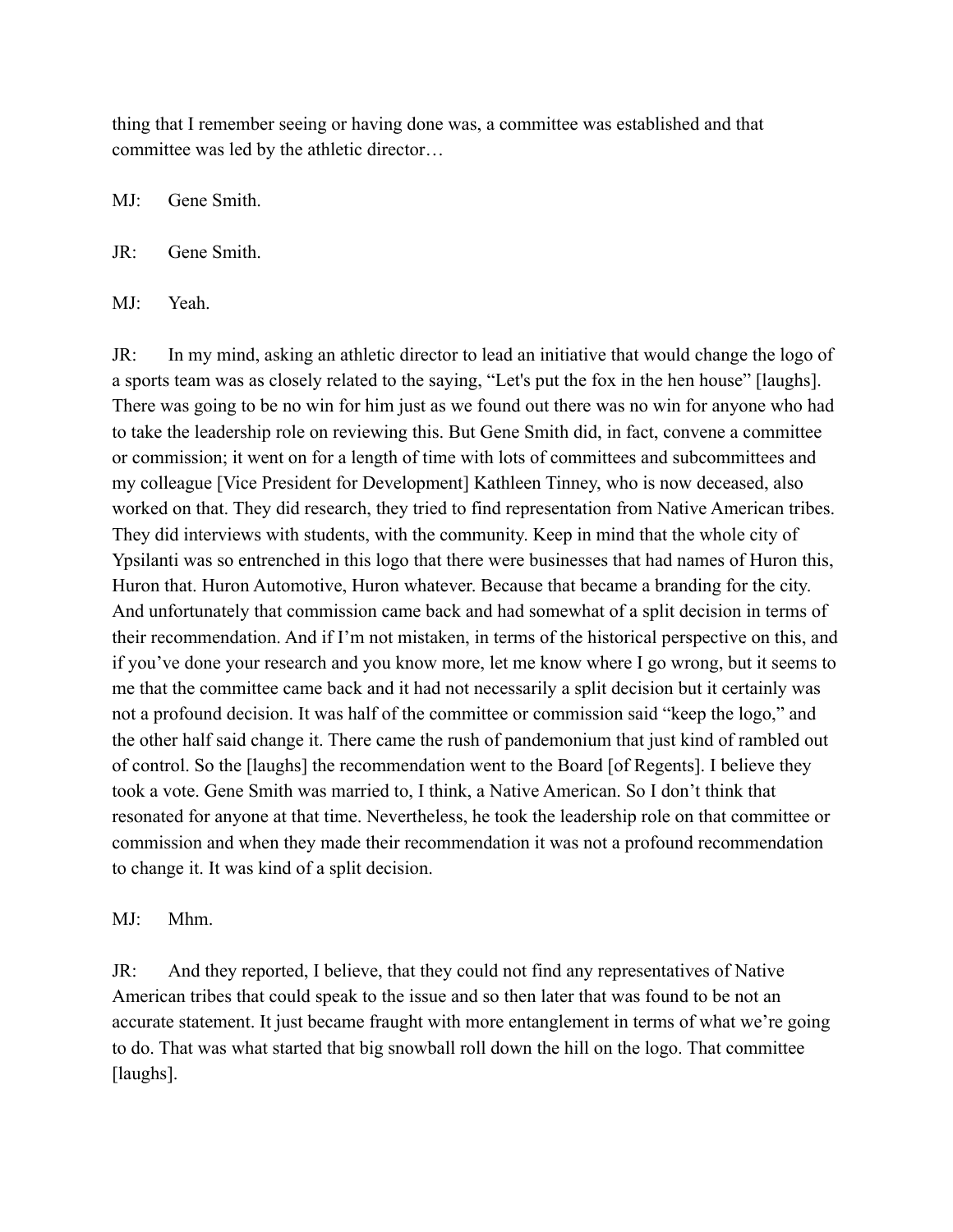thing that I remember seeing or having done was, a committee was established and that committee was led by the athletic director…

MJ: Gene Smith.

JR: Gene Smith.

MJ: Yeah.

JR: In my mind, asking an athletic director to lead an initiative that would change the logo of a sports team was as closely related to the saying, "Let's put the fox in the hen house" [laughs]. There was going to be no win for him just as we found out there was no win for anyone who had to take the leadership role on reviewing this. But Gene Smith did, in fact, convene a committee or commission; it went on for a length of time with lots of committees and subcommittees and my colleague [Vice President for Development] Kathleen Tinney, who is now deceased, also worked on that. They did research, they tried to find representation from Native American tribes. They did interviews with students, with the community. Keep in mind that the whole city of Ypsilanti was so entrenched in this logo that there were businesses that had names of Huron this, Huron that. Huron Automotive, Huron whatever. Because that became a branding for the city. And unfortunately that commission came back and had somewhat of a split decision in terms of their recommendation. And if I'm not mistaken, in terms of the historical perspective on this, and if you've done your research and you know more, let me know where I go wrong, but it seems to me that the committee came back and it had not necessarily a split decision but it certainly was not a profound decision. It was half of the committee or commission said "keep the logo," and the other half said change it. There came the rush of pandemonium that just kind of rambled out of control. So the [laughs] the recommendation went to the Board [of Regents]. I believe they took a vote. Gene Smith was married to, I think, a Native American. So I don't think that resonated for anyone at that time. Nevertheless, he took the leadership role on that committee or commission and when they made their recommendation it was not a profound recommendation to change it. It was kind of a split decision.

MJ: Mhm.

JR: And they reported, I believe, that they could not find any representatives of Native American tribes that could speak to the issue and so then later that was found to be not an accurate statement. It just became fraught with more entanglement in terms of what we're going to do. That was what started that big snowball roll down the hill on the logo. That committee [laughs].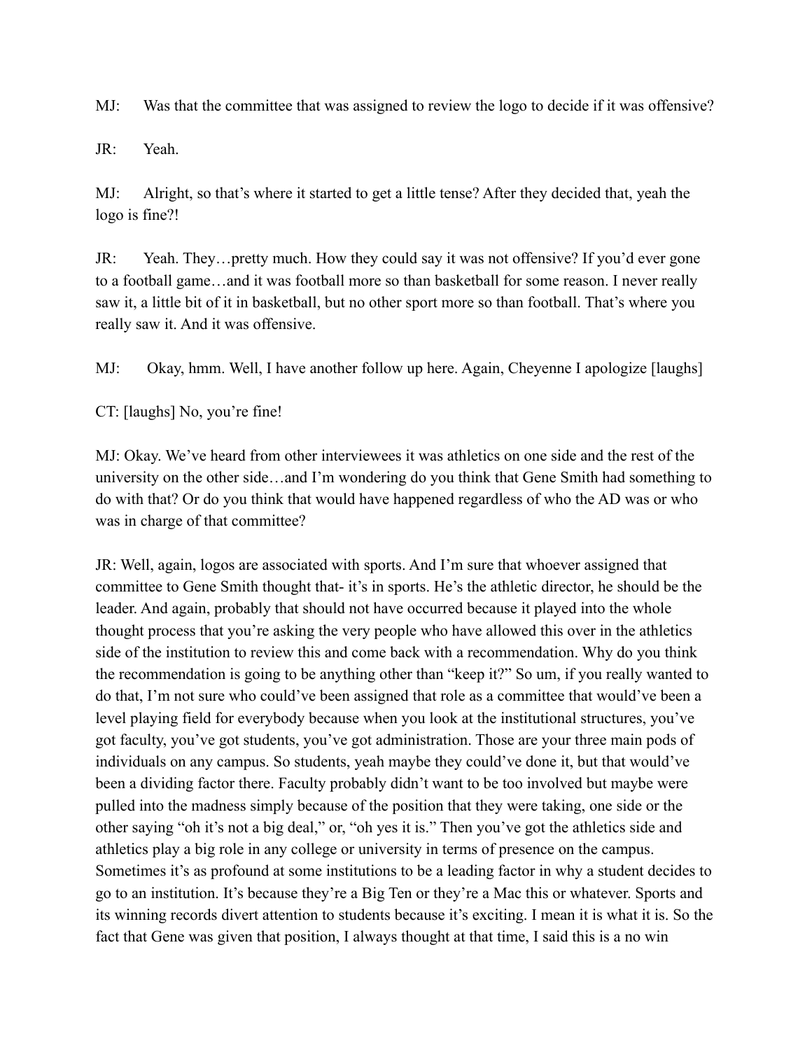MJ: Was that the committee that was assigned to review the logo to decide if it was offensive?

JR: Yeah.

MJ: Alright, so that's where it started to get a little tense? After they decided that, yeah the logo is fine?!

JR: Yeah. They…pretty much. How they could say it was not offensive? If you'd ever gone to a football game…and it was football more so than basketball for some reason. I never really saw it, a little bit of it in basketball, but no other sport more so than football. That's where you really saw it. And it was offensive.

MJ: Okay, hmm. Well, I have another follow up here. Again, Cheyenne I apologize [laughs]

CT: [laughs] No, you're fine!

MJ: Okay. We've heard from other interviewees it was athletics on one side and the rest of the university on the other side…and I'm wondering do you think that Gene Smith had something to do with that? Or do you think that would have happened regardless of who the AD was or who was in charge of that committee?

JR: Well, again, logos are associated with sports. And I'm sure that whoever assigned that committee to Gene Smith thought that- it's in sports. He's the athletic director, he should be the leader. And again, probably that should not have occurred because it played into the whole thought process that you're asking the very people who have allowed this over in the athletics side of the institution to review this and come back with a recommendation. Why do you think the recommendation is going to be anything other than "keep it?" So um, if you really wanted to do that, I'm not sure who could've been assigned that role as a committee that would've been a level playing field for everybody because when you look at the institutional structures, you've got faculty, you've got students, you've got administration. Those are your three main pods of individuals on any campus. So students, yeah maybe they could've done it, but that would've been a dividing factor there. Faculty probably didn't want to be too involved but maybe were pulled into the madness simply because of the position that they were taking, one side or the other saying "oh it's not a big deal," or, "oh yes it is." Then you've got the athletics side and athletics play a big role in any college or university in terms of presence on the campus. Sometimes it's as profound at some institutions to be a leading factor in why a student decides to go to an institution. It's because they're a Big Ten or they're a Mac this or whatever. Sports and its winning records divert attention to students because it's exciting. I mean it is what it is. So the fact that Gene was given that position, I always thought at that time, I said this is a no win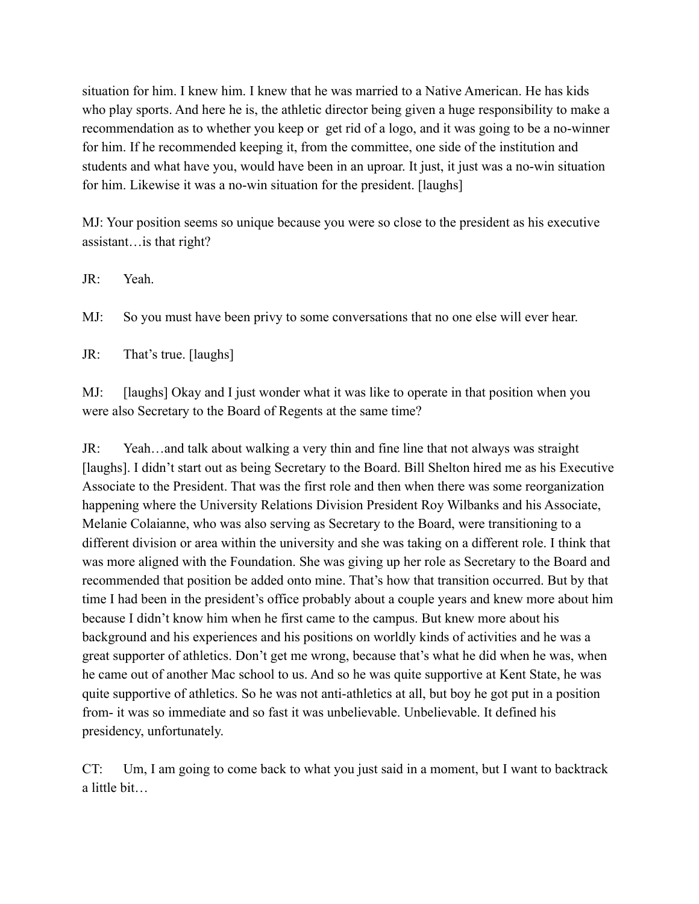situation for him. I knew him. I knew that he was married to a Native American. He has kids who play sports. And here he is, the athletic director being given a huge responsibility to make a recommendation as to whether you keep or get rid of a logo, and it was going to be a no-winner for him. If he recommended keeping it, from the committee, one side of the institution and students and what have you, would have been in an uproar. It just, it just was a no-win situation for him. Likewise it was a no-win situation for the president. [laughs]

MJ: Your position seems so unique because you were so close to the president as his executive assistant…is that right?

JR: Yeah.

MJ: So you must have been privy to some conversations that no one else will ever hear.

JR: That's true. [laughs]

MJ: [laughs] Okay and I just wonder what it was like to operate in that position when you were also Secretary to the Board of Regents at the same time?

JR: Yeah…and talk about walking a very thin and fine line that not always was straight [laughs]. I didn't start out as being Secretary to the Board. Bill Shelton hired me as his Executive Associate to the President. That was the first role and then when there was some reorganization happening where the University Relations Division President Roy Wilbanks and his Associate, Melanie Colaianne, who was also serving as Secretary to the Board, were transitioning to a different division or area within the university and she was taking on a different role. I think that was more aligned with the Foundation. She was giving up her role as Secretary to the Board and recommended that position be added onto mine. That's how that transition occurred. But by that time I had been in the president's office probably about a couple years and knew more about him because I didn't know him when he first came to the campus. But knew more about his background and his experiences and his positions on worldly kinds of activities and he was a great supporter of athletics. Don't get me wrong, because that's what he did when he was, when he came out of another Mac school to us. And so he was quite supportive at Kent State, he was quite supportive of athletics. So he was not anti-athletics at all, but boy he got put in a position from- it was so immediate and so fast it was unbelievable. Unbelievable. It defined his presidency, unfortunately.

CT: Um, I am going to come back to what you just said in a moment, but I want to backtrack a little bit…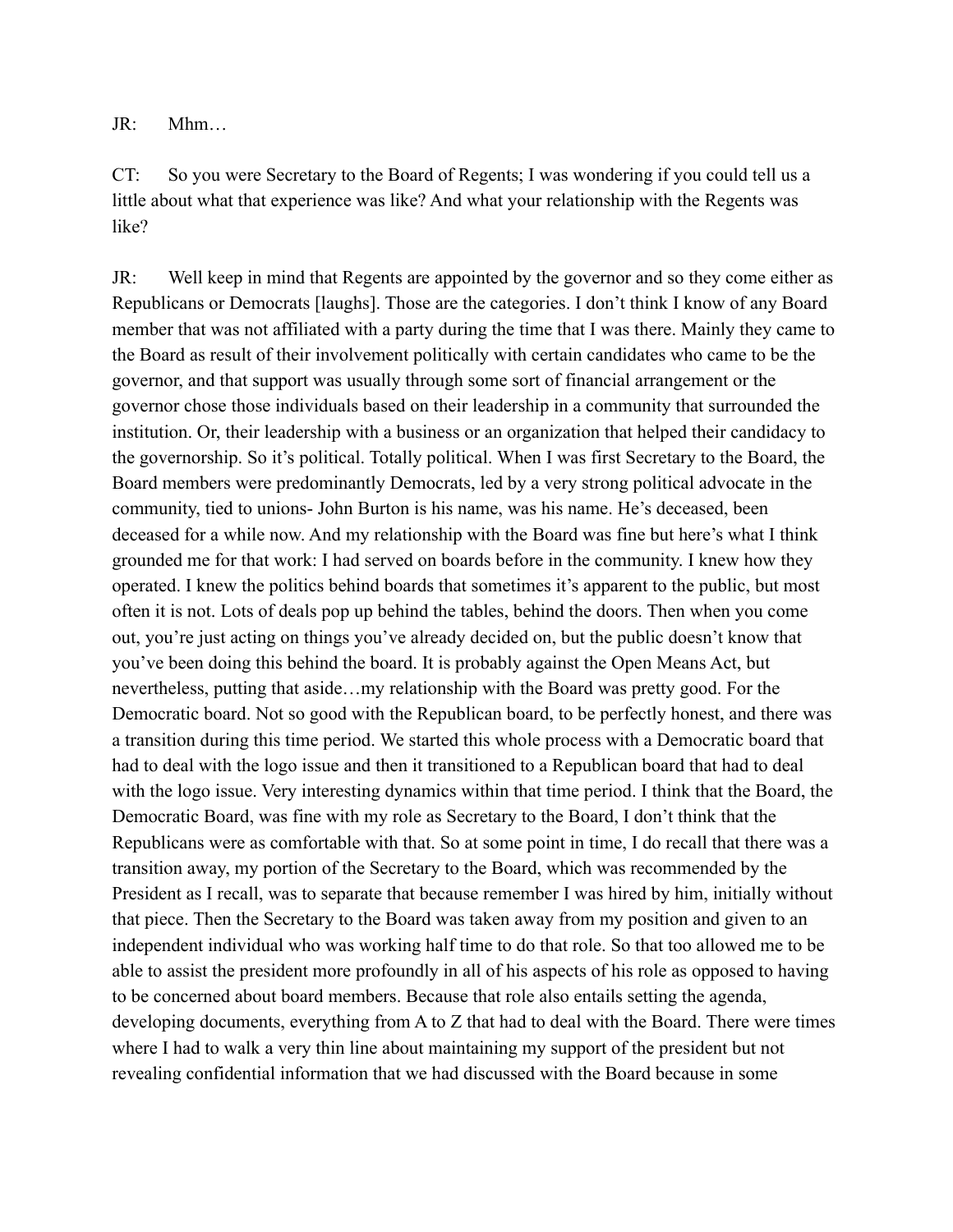JR: Mhm…

CT: So you were Secretary to the Board of Regents; I was wondering if you could tell us a little about what that experience was like? And what your relationship with the Regents was like?

JR: Well keep in mind that Regents are appointed by the governor and so they come either as Republicans or Democrats [laughs]. Those are the categories. I don't think I know of any Board member that was not affiliated with a party during the time that I was there. Mainly they came to the Board as result of their involvement politically with certain candidates who came to be the governor, and that support was usually through some sort of financial arrangement or the governor chose those individuals based on their leadership in a community that surrounded the institution. Or, their leadership with a business or an organization that helped their candidacy to the governorship. So it's political. Totally political. When I was first Secretary to the Board, the Board members were predominantly Democrats, led by a very strong political advocate in the community, tied to unions- John Burton is his name, was his name. He's deceased, been deceased for a while now. And my relationship with the Board was fine but here's what I think grounded me for that work: I had served on boards before in the community. I knew how they operated. I knew the politics behind boards that sometimes it's apparent to the public, but most often it is not. Lots of deals pop up behind the tables, behind the doors. Then when you come out, you're just acting on things you've already decided on, but the public doesn't know that you've been doing this behind the board. It is probably against the Open Means Act, but nevertheless, putting that aside…my relationship with the Board was pretty good. For the Democratic board. Not so good with the Republican board, to be perfectly honest, and there was a transition during this time period. We started this whole process with a Democratic board that had to deal with the logo issue and then it transitioned to a Republican board that had to deal with the logo issue. Very interesting dynamics within that time period. I think that the Board, the Democratic Board, was fine with my role as Secretary to the Board, I don't think that the Republicans were as comfortable with that. So at some point in time, I do recall that there was a transition away, my portion of the Secretary to the Board, which was recommended by the President as I recall, was to separate that because remember I was hired by him, initially without that piece. Then the Secretary to the Board was taken away from my position and given to an independent individual who was working half time to do that role. So that too allowed me to be able to assist the president more profoundly in all of his aspects of his role as opposed to having to be concerned about board members. Because that role also entails setting the agenda, developing documents, everything from A to Z that had to deal with the Board. There were times where I had to walk a very thin line about maintaining my support of the president but not revealing confidential information that we had discussed with the Board because in some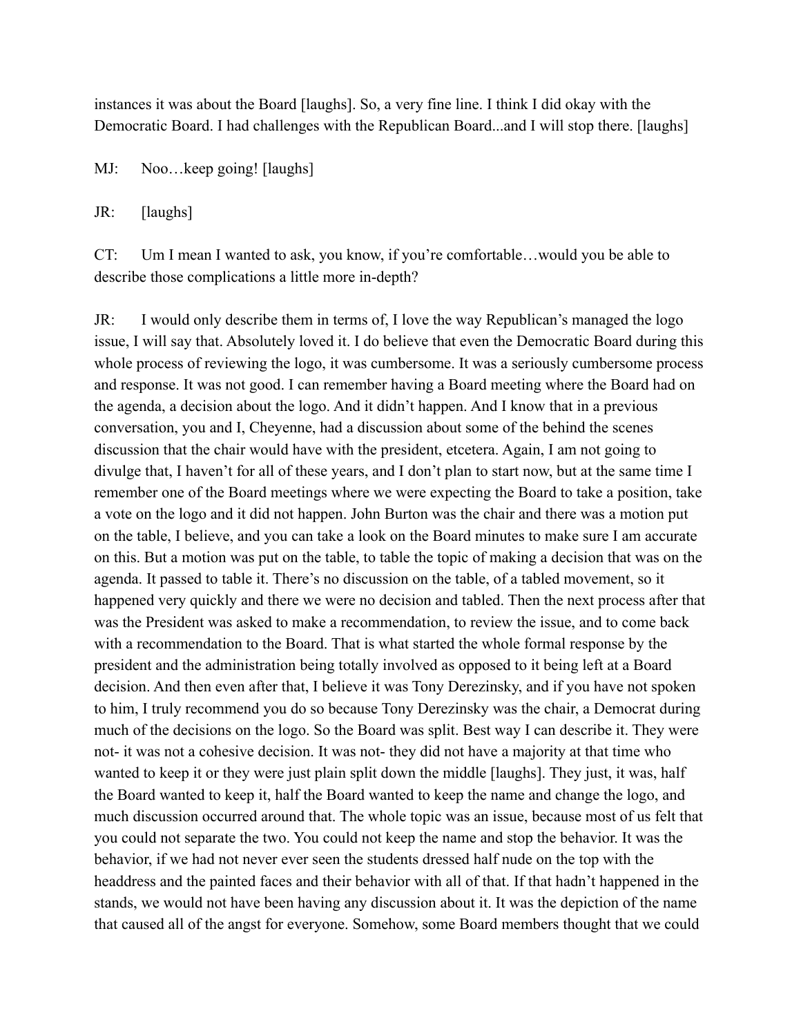instances it was about the Board [laughs]. So, a very fine line. I think I did okay with the Democratic Board. I had challenges with the Republican Board...and I will stop there. [laughs]

MJ: Noo…keep going! [laughs]

JR: [laughs]

CT: Um I mean I wanted to ask, you know, if you're comfortable…would you be able to describe those complications a little more in-depth?

JR: I would only describe them in terms of, I love the way Republican's managed the logo issue, I will say that. Absolutely loved it. I do believe that even the Democratic Board during this whole process of reviewing the logo, it was cumbersome. It was a seriously cumbersome process and response. It was not good. I can remember having a Board meeting where the Board had on the agenda, a decision about the logo. And it didn't happen. And I know that in a previous conversation, you and I, Cheyenne, had a discussion about some of the behind the scenes discussion that the chair would have with the president, etcetera. Again, I am not going to divulge that, I haven't for all of these years, and I don't plan to start now, but at the same time I remember one of the Board meetings where we were expecting the Board to take a position, take a vote on the logo and it did not happen. John Burton was the chair and there was a motion put on the table, I believe, and you can take a look on the Board minutes to make sure I am accurate on this. But a motion was put on the table, to table the topic of making a decision that was on the agenda. It passed to table it. There's no discussion on the table, of a tabled movement, so it happened very quickly and there we were no decision and tabled. Then the next process after that was the President was asked to make a recommendation, to review the issue, and to come back with a recommendation to the Board. That is what started the whole formal response by the president and the administration being totally involved as opposed to it being left at a Board decision. And then even after that, I believe it was Tony Derezinsky, and if you have not spoken to him, I truly recommend you do so because Tony Derezinsky was the chair, a Democrat during much of the decisions on the logo. So the Board was split. Best way I can describe it. They were not- it was not a cohesive decision. It was not- they did not have a majority at that time who wanted to keep it or they were just plain split down the middle [laughs]. They just, it was, half the Board wanted to keep it, half the Board wanted to keep the name and change the logo, and much discussion occurred around that. The whole topic was an issue, because most of us felt that you could not separate the two. You could not keep the name and stop the behavior. It was the behavior, if we had not never ever seen the students dressed half nude on the top with the headdress and the painted faces and their behavior with all of that. If that hadn't happened in the stands, we would not have been having any discussion about it. It was the depiction of the name that caused all of the angst for everyone. Somehow, some Board members thought that we could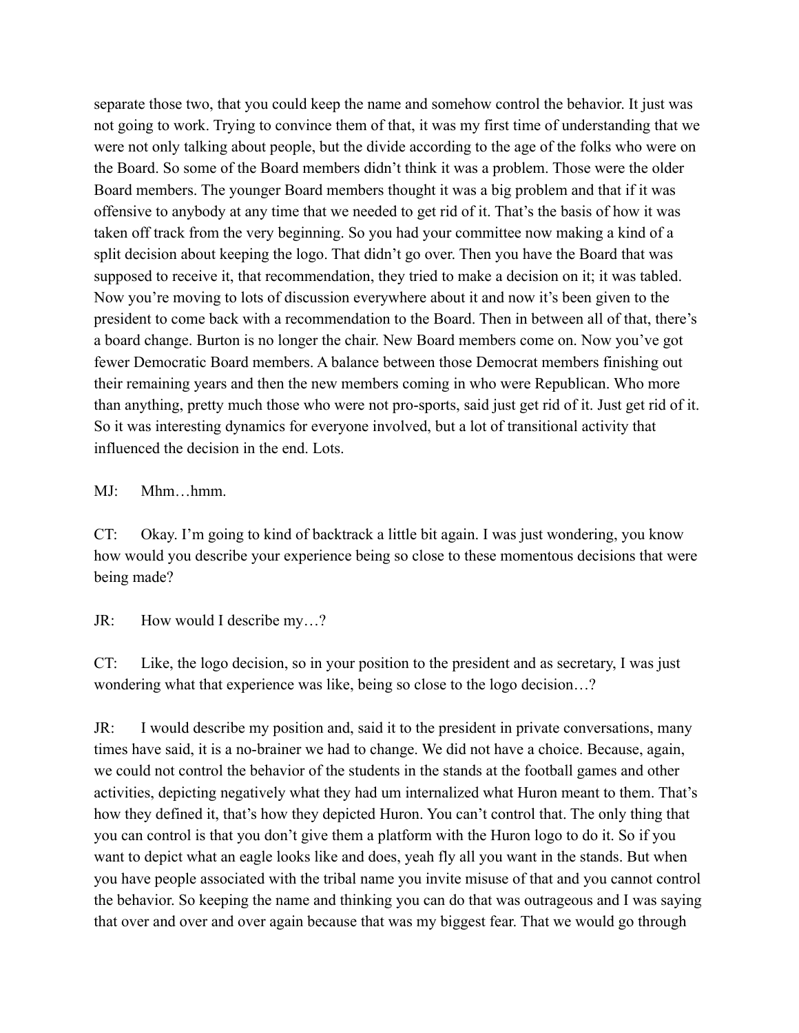separate those two, that you could keep the name and somehow control the behavior. It just was not going to work. Trying to convince them of that, it was my first time of understanding that we were not only talking about people, but the divide according to the age of the folks who were on the Board. So some of the Board members didn't think it was a problem. Those were the older Board members. The younger Board members thought it was a big problem and that if it was offensive to anybody at any time that we needed to get rid of it. That's the basis of how it was taken off track from the very beginning. So you had your committee now making a kind of a split decision about keeping the logo. That didn't go over. Then you have the Board that was supposed to receive it, that recommendation, they tried to make a decision on it; it was tabled. Now you're moving to lots of discussion everywhere about it and now it's been given to the president to come back with a recommendation to the Board. Then in between all of that, there's a board change. Burton is no longer the chair. New Board members come on. Now you've got fewer Democratic Board members. A balance between those Democrat members finishing out their remaining years and then the new members coming in who were Republican. Who more than anything, pretty much those who were not pro-sports, said just get rid of it. Just get rid of it. So it was interesting dynamics for everyone involved, but a lot of transitional activity that influenced the decision in the end. Lots.

MJ: Mhm…hmm.

CT: Okay. I'm going to kind of backtrack a little bit again. I was just wondering, you know how would you describe your experience being so close to these momentous decisions that were being made?

JR: How would I describe my…?

CT: Like, the logo decision, so in your position to the president and as secretary, I was just wondering what that experience was like, being so close to the logo decision…?

JR: I would describe my position and, said it to the president in private conversations, many times have said, it is a no-brainer we had to change. We did not have a choice. Because, again, we could not control the behavior of the students in the stands at the football games and other activities, depicting negatively what they had um internalized what Huron meant to them. That's how they defined it, that's how they depicted Huron. You can't control that. The only thing that you can control is that you don't give them a platform with the Huron logo to do it. So if you want to depict what an eagle looks like and does, yeah fly all you want in the stands. But when you have people associated with the tribal name you invite misuse of that and you cannot control the behavior. So keeping the name and thinking you can do that was outrageous and I was saying that over and over and over again because that was my biggest fear. That we would go through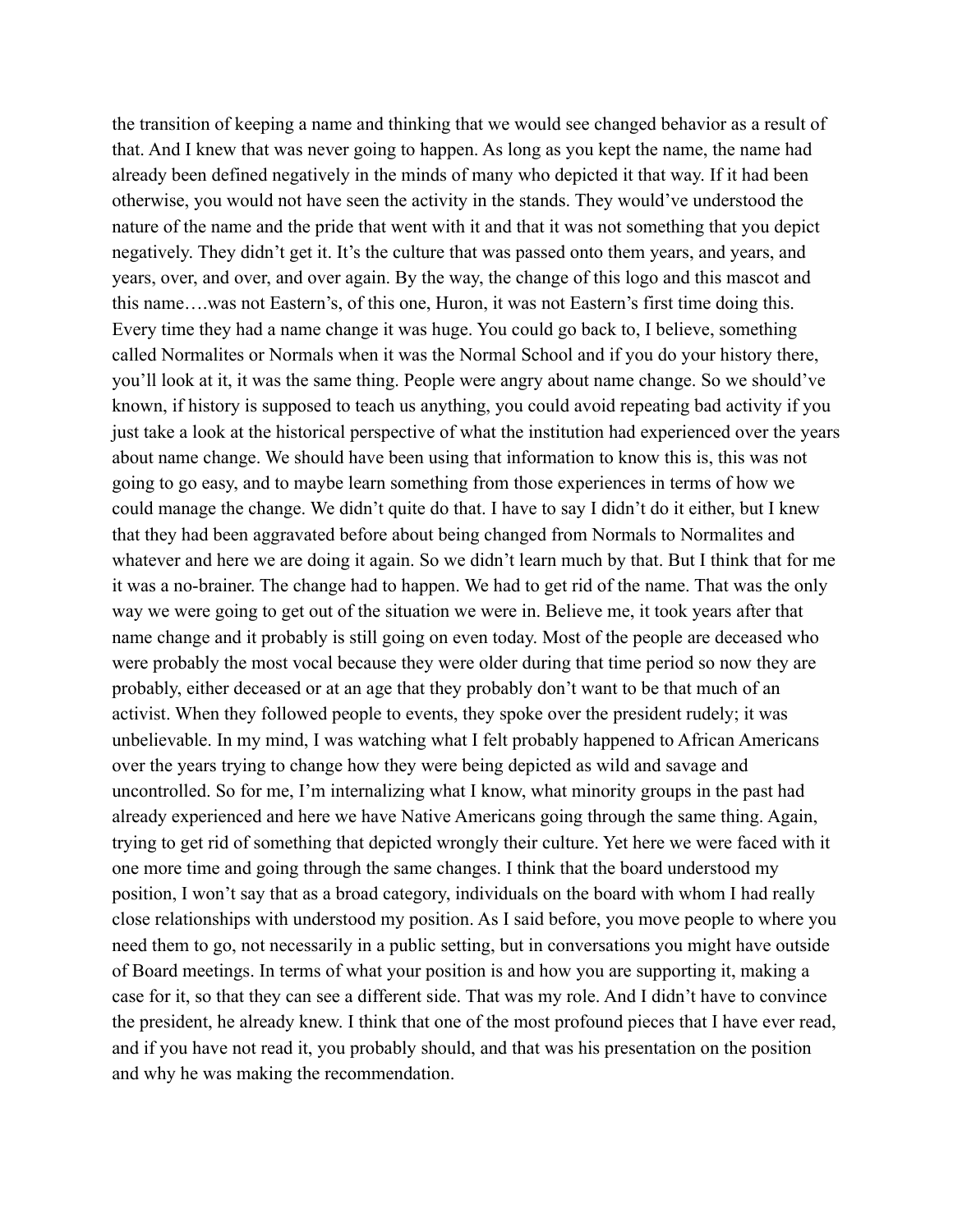the transition of keeping a name and thinking that we would see changed behavior as a result of that. And I knew that was never going to happen. As long as you kept the name, the name had already been defined negatively in the minds of many who depicted it that way. If it had been otherwise, you would not have seen the activity in the stands. They would've understood the nature of the name and the pride that went with it and that it was not something that you depict negatively. They didn't get it. It's the culture that was passed onto them years, and years, and years, over, and over, and over again. By the way, the change of this logo and this mascot and this name….was not Eastern's, of this one, Huron, it was not Eastern's first time doing this. Every time they had a name change it was huge. You could go back to, I believe, something called Normalites or Normals when it was the Normal School and if you do your history there, you'll look at it, it was the same thing. People were angry about name change. So we should've known, if history is supposed to teach us anything, you could avoid repeating bad activity if you just take a look at the historical perspective of what the institution had experienced over the years about name change. We should have been using that information to know this is, this was not going to go easy, and to maybe learn something from those experiences in terms of how we could manage the change. We didn't quite do that. I have to say I didn't do it either, but I knew that they had been aggravated before about being changed from Normals to Normalites and whatever and here we are doing it again. So we didn't learn much by that. But I think that for me it was a no-brainer. The change had to happen. We had to get rid of the name. That was the only way we were going to get out of the situation we were in. Believe me, it took years after that name change and it probably is still going on even today. Most of the people are deceased who were probably the most vocal because they were older during that time period so now they are probably, either deceased or at an age that they probably don't want to be that much of an activist. When they followed people to events, they spoke over the president rudely; it was unbelievable. In my mind, I was watching what I felt probably happened to African Americans over the years trying to change how they were being depicted as wild and savage and uncontrolled. So for me, I'm internalizing what I know, what minority groups in the past had already experienced and here we have Native Americans going through the same thing. Again, trying to get rid of something that depicted wrongly their culture. Yet here we were faced with it one more time and going through the same changes. I think that the board understood my position, I won't say that as a broad category, individuals on the board with whom I had really close relationships with understood my position. As I said before, you move people to where you need them to go, not necessarily in a public setting, but in conversations you might have outside of Board meetings. In terms of what your position is and how you are supporting it, making a case for it, so that they can see a different side. That was my role. And I didn't have to convince the president, he already knew. I think that one of the most profound pieces that I have ever read, and if you have not read it, you probably should, and that was his presentation on the position and why he was making the recommendation.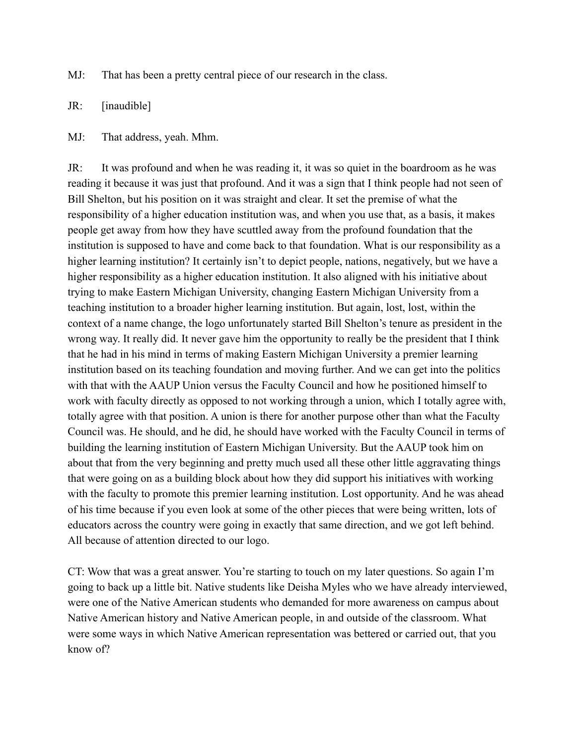MJ: That has been a pretty central piece of our research in the class.

JR: [inaudible]

MJ: That address, yeah. Mhm.

JR: It was profound and when he was reading it, it was so quiet in the boardroom as he was reading it because it was just that profound. And it was a sign that I think people had not seen of Bill Shelton, but his position on it was straight and clear. It set the premise of what the responsibility of a higher education institution was, and when you use that, as a basis, it makes people get away from how they have scuttled away from the profound foundation that the institution is supposed to have and come back to that foundation. What is our responsibility as a higher learning institution? It certainly isn't to depict people, nations, negatively, but we have a higher responsibility as a higher education institution. It also aligned with his initiative about trying to make Eastern Michigan University, changing Eastern Michigan University from a teaching institution to a broader higher learning institution. But again, lost, lost, within the context of a name change, the logo unfortunately started Bill Shelton's tenure as president in the wrong way. It really did. It never gave him the opportunity to really be the president that I think that he had in his mind in terms of making Eastern Michigan University a premier learning institution based on its teaching foundation and moving further. And we can get into the politics with that with the AAUP Union versus the Faculty Council and how he positioned himself to work with faculty directly as opposed to not working through a union, which I totally agree with, totally agree with that position. A union is there for another purpose other than what the Faculty Council was. He should, and he did, he should have worked with the Faculty Council in terms of building the learning institution of Eastern Michigan University. But the AAUP took him on about that from the very beginning and pretty much used all these other little aggravating things that were going on as a building block about how they did support his initiatives with working with the faculty to promote this premier learning institution. Lost opportunity. And he was ahead of his time because if you even look at some of the other pieces that were being written, lots of educators across the country were going in exactly that same direction, and we got left behind. All because of attention directed to our logo.

CT: Wow that was a great answer. You're starting to touch on my later questions. So again I'm going to back up a little bit. Native students like Deisha Myles who we have already interviewed, were one of the Native American students who demanded for more awareness on campus about Native American history and Native American people, in and outside of the classroom. What were some ways in which Native American representation was bettered or carried out, that you know of?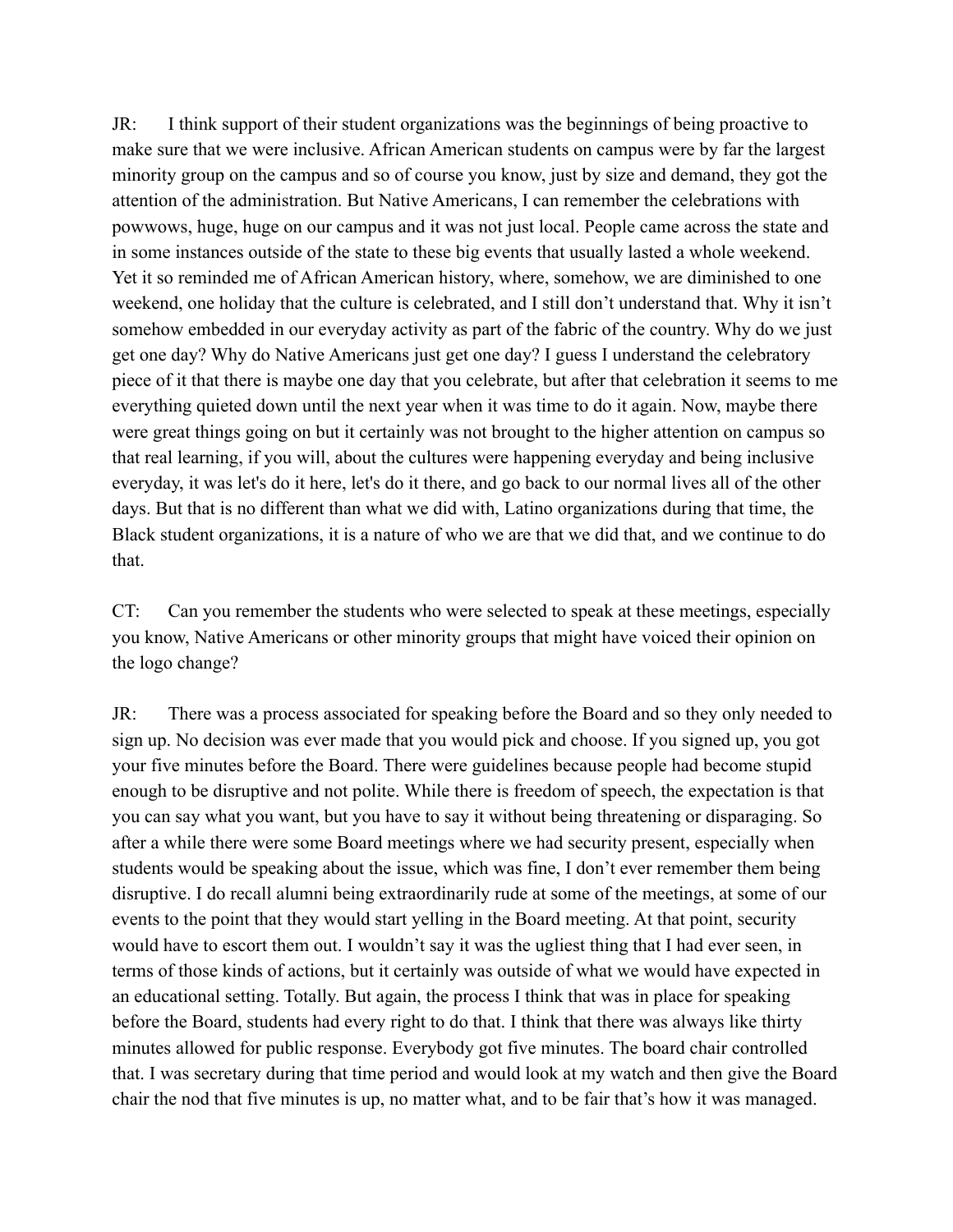JR: I think support of their student organizations was the beginnings of being proactive to make sure that we were inclusive. African American students on campus were by far the largest minority group on the campus and so of course you know, just by size and demand, they got the attention of the administration. But Native Americans, I can remember the celebrations with powwows, huge, huge on our campus and it was not just local. People came across the state and in some instances outside of the state to these big events that usually lasted a whole weekend. Yet it so reminded me of African American history, where, somehow, we are diminished to one weekend, one holiday that the culture is celebrated, and I still don't understand that. Why it isn't somehow embedded in our everyday activity as part of the fabric of the country. Why do we just get one day? Why do Native Americans just get one day? I guess I understand the celebratory piece of it that there is maybe one day that you celebrate, but after that celebration it seems to me everything quieted down until the next year when it was time to do it again. Now, maybe there were great things going on but it certainly was not brought to the higher attention on campus so that real learning, if you will, about the cultures were happening everyday and being inclusive everyday, it was let's do it here, let's do it there, and go back to our normal lives all of the other days. But that is no different than what we did with, Latino organizations during that time, the Black student organizations, it is a nature of who we are that we did that, and we continue to do that.

CT: Can you remember the students who were selected to speak at these meetings, especially you know, Native Americans or other minority groups that might have voiced their opinion on the logo change?

JR: There was a process associated for speaking before the Board and so they only needed to sign up. No decision was ever made that you would pick and choose. If you signed up, you got your five minutes before the Board. There were guidelines because people had become stupid enough to be disruptive and not polite. While there is freedom of speech, the expectation is that you can say what you want, but you have to say it without being threatening or disparaging. So after a while there were some Board meetings where we had security present, especially when students would be speaking about the issue, which was fine, I don't ever remember them being disruptive. I do recall alumni being extraordinarily rude at some of the meetings, at some of our events to the point that they would start yelling in the Board meeting. At that point, security would have to escort them out. I wouldn't say it was the ugliest thing that I had ever seen, in terms of those kinds of actions, but it certainly was outside of what we would have expected in an educational setting. Totally. But again, the process I think that was in place for speaking before the Board, students had every right to do that. I think that there was always like thirty minutes allowed for public response. Everybody got five minutes. The board chair controlled that. I was secretary during that time period and would look at my watch and then give the Board chair the nod that five minutes is up, no matter what, and to be fair that's how it was managed.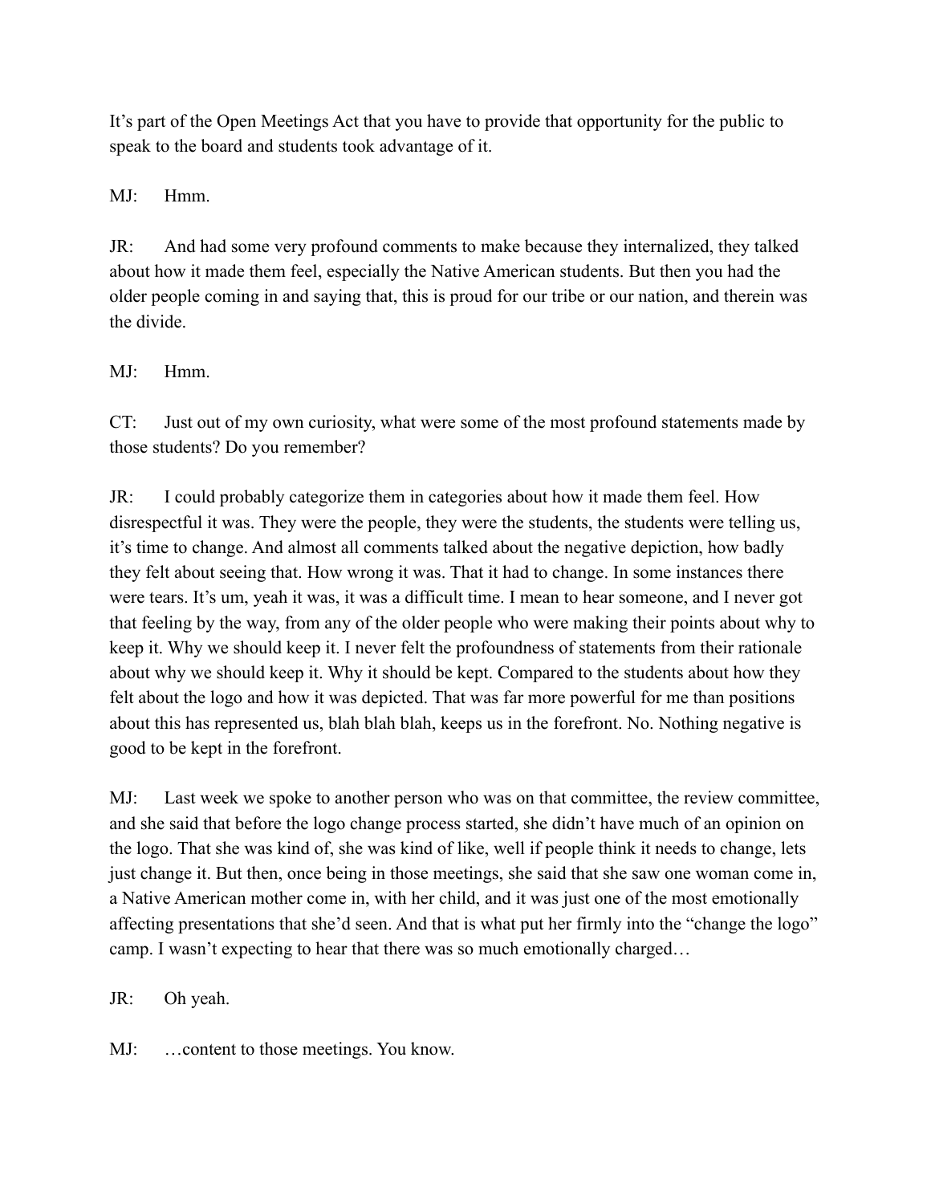It's part of the Open Meetings Act that you have to provide that opportunity for the public to speak to the board and students took advantage of it.

MJ: Hmm.

JR: And had some very profound comments to make because they internalized, they talked about how it made them feel, especially the Native American students. But then you had the older people coming in and saying that, this is proud for our tribe or our nation, and therein was the divide.

MJ: Hmm.

CT: Just out of my own curiosity, what were some of the most profound statements made by those students? Do you remember?

JR: I could probably categorize them in categories about how it made them feel. How disrespectful it was. They were the people, they were the students, the students were telling us, it's time to change. And almost all comments talked about the negative depiction, how badly they felt about seeing that. How wrong it was. That it had to change. In some instances there were tears. It's um, yeah it was, it was a difficult time. I mean to hear someone, and I never got that feeling by the way, from any of the older people who were making their points about why to keep it. Why we should keep it. I never felt the profoundness of statements from their rationale about why we should keep it. Why it should be kept. Compared to the students about how they felt about the logo and how it was depicted. That was far more powerful for me than positions about this has represented us, blah blah blah, keeps us in the forefront. No. Nothing negative is good to be kept in the forefront.

MJ: Last week we spoke to another person who was on that committee, the review committee, and she said that before the logo change process started, she didn't have much of an opinion on the logo. That she was kind of, she was kind of like, well if people think it needs to change, lets just change it. But then, once being in those meetings, she said that she saw one woman come in, a Native American mother come in, with her child, and it was just one of the most emotionally affecting presentations that she'd seen. And that is what put her firmly into the "change the logo" camp. I wasn't expecting to hear that there was so much emotionally charged…

JR: Oh yeah.

MJ: …content to those meetings. You know.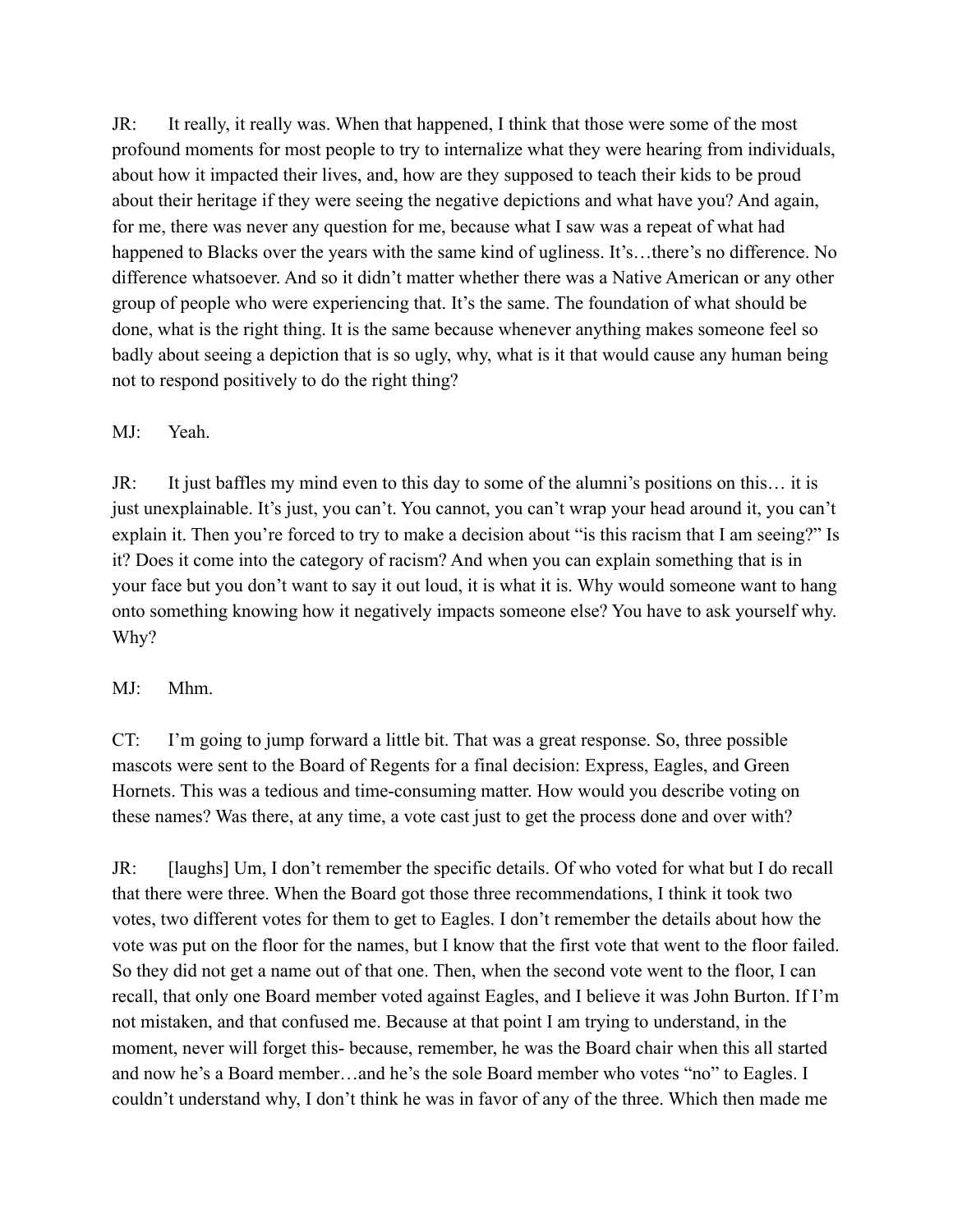JR: It really, it really was. When that happened, I think that those were some of the most profound moments for most people to try to internalize what they were hearing from individuals, about how it impacted their lives, and, how are they supposed to teach their kids to be proud about their heritage if they were seeing the negative depictions and what have you? And again, for me, there was never any question for me, because what I saw was a repeat of what had happened to Blacks over the years with the same kind of ugliness. It's…there's no difference. No difference whatsoever. And so it didn't matter whether there was a Native American or any other group of people who were experiencing that. It's the same. The foundation of what should be done, what is the right thing. It is the same because whenever anything makes someone feel so badly about seeing a depiction that is so ugly, why, what is it that would cause any human being not to respond positively to do the right thing?

MJ: Yeah.

JR: It just baffles my mind even to this day to some of the alumni's positions on this… it is just unexplainable. It's just, you can't. You cannot, you can't wrap your head around it, you can't explain it. Then you're forced to try to make a decision about "is this racism that I am seeing?" Is it? Does it come into the category of racism? And when you can explain something that is in your face but you don't want to say it out loud, it is what it is. Why would someone want to hang onto something knowing how it negatively impacts someone else? You have to ask yourself why. Why?

MJ: Mhm.

CT: I'm going to jump forward a little bit. That was a great response. So, three possible mascots were sent to the Board of Regents for a final decision: Express, Eagles, and Green Hornets. This was a tedious and time-consuming matter. How would you describe voting on these names? Was there, at any time, a vote cast just to get the process done and over with?

JR: [laughs] Um, I don't remember the specific details. Of who voted for what but I do recall that there were three. When the Board got those three recommendations, I think it took two votes, two different votes for them to get to Eagles. I don't remember the details about how the vote was put on the floor for the names, but I know that the first vote that went to the floor failed. So they did not get a name out of that one. Then, when the second vote went to the floor, I can recall, that only one Board member voted against Eagles, and I believe it was John Burton. If I'm not mistaken, and that confused me. Because at that point I am trying to understand, in the moment, never will forget this- because, remember, he was the Board chair when this all started and now he's a Board member…and he's the sole Board member who votes "no" to Eagles. I couldn't understand why, I don't think he was in favor of any of the three. Which then made me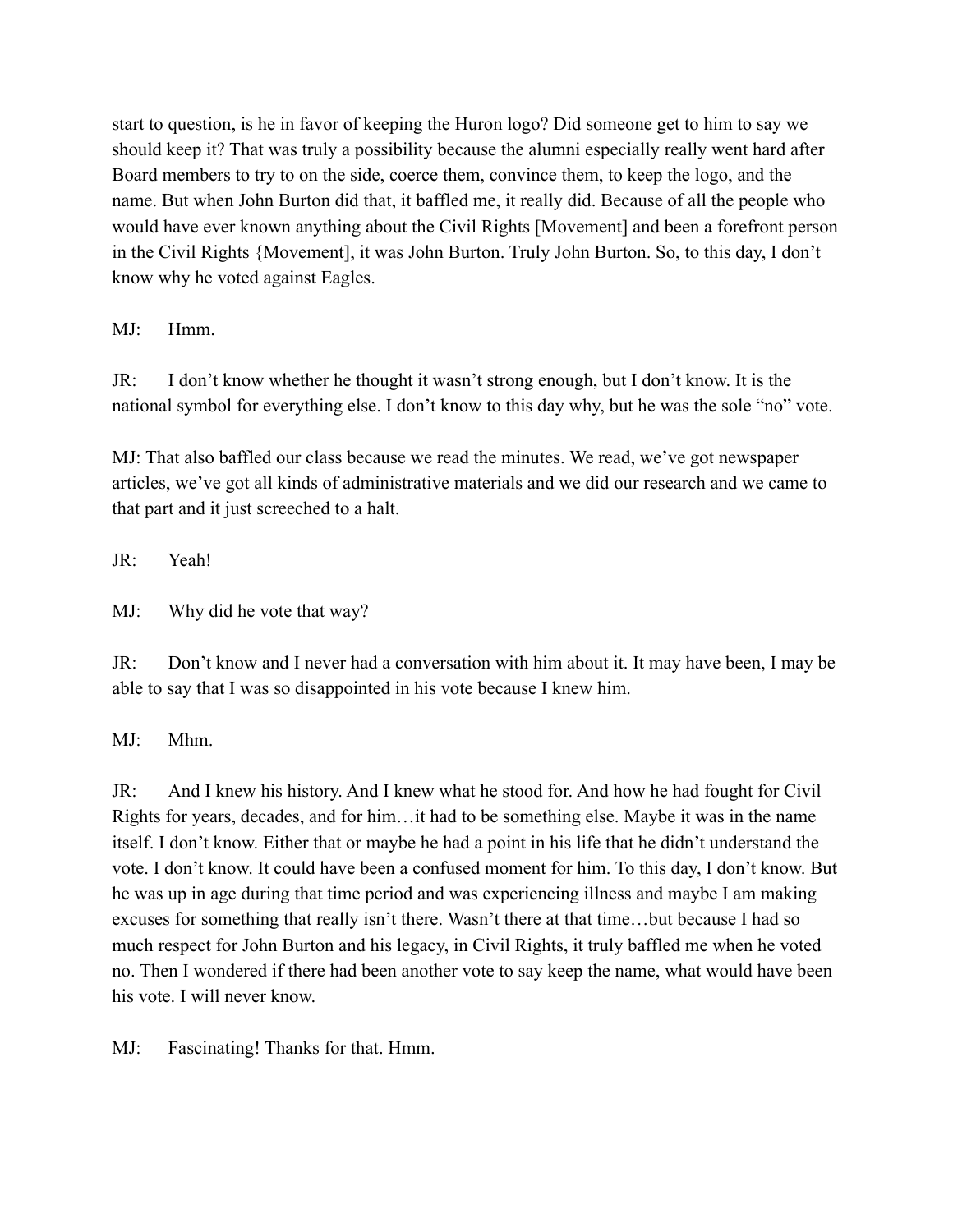start to question, is he in favor of keeping the Huron logo? Did someone get to him to say we should keep it? That was truly a possibility because the alumni especially really went hard after Board members to try to on the side, coerce them, convince them, to keep the logo, and the name. But when John Burton did that, it baffled me, it really did. Because of all the people who would have ever known anything about the Civil Rights [Movement] and been a forefront person in the Civil Rights {Movement], it was John Burton. Truly John Burton. So, to this day, I don't know why he voted against Eagles.

MJ: Hmm.

JR: I don't know whether he thought it wasn't strong enough, but I don't know. It is the national symbol for everything else. I don't know to this day why, but he was the sole "no" vote.

MJ: That also baffled our class because we read the minutes. We read, we've got newspaper articles, we've got all kinds of administrative materials and we did our research and we came to that part and it just screeched to a halt.

JR: Yeah!

MJ: Why did he vote that way?

JR: Don't know and I never had a conversation with him about it. It may have been, I may be able to say that I was so disappointed in his vote because I knew him.

MJ: Mhm.

JR: And I knew his history. And I knew what he stood for. And how he had fought for Civil Rights for years, decades, and for him…it had to be something else. Maybe it was in the name itself. I don't know. Either that or maybe he had a point in his life that he didn't understand the vote. I don't know. It could have been a confused moment for him. To this day, I don't know. But he was up in age during that time period and was experiencing illness and maybe I am making excuses for something that really isn't there. Wasn't there at that time…but because I had so much respect for John Burton and his legacy, in Civil Rights, it truly baffled me when he voted no. Then I wondered if there had been another vote to say keep the name, what would have been his vote. I will never know.

MJ: Fascinating! Thanks for that. Hmm.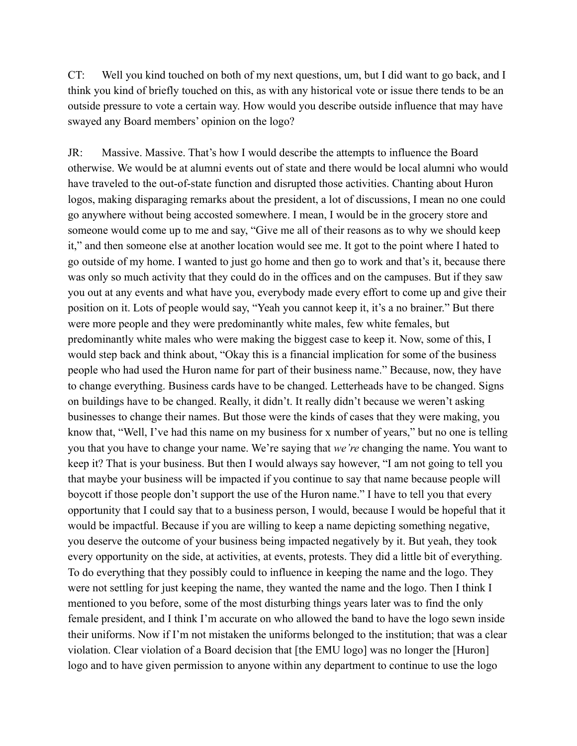CT: Well you kind touched on both of my next questions, um, but I did want to go back, and I think you kind of briefly touched on this, as with any historical vote or issue there tends to be an outside pressure to vote a certain way. How would you describe outside influence that may have swayed any Board members' opinion on the logo?

JR: Massive. Massive. That's how I would describe the attempts to influence the Board otherwise. We would be at alumni events out of state and there would be local alumni who would have traveled to the out-of-state function and disrupted those activities. Chanting about Huron logos, making disparaging remarks about the president, a lot of discussions, I mean no one could go anywhere without being accosted somewhere. I mean, I would be in the grocery store and someone would come up to me and say, "Give me all of their reasons as to why we should keep it," and then someone else at another location would see me. It got to the point where I hated to go outside of my home. I wanted to just go home and then go to work and that's it, because there was only so much activity that they could do in the offices and on the campuses. But if they saw you out at any events and what have you, everybody made every effort to come up and give their position on it. Lots of people would say, "Yeah you cannot keep it, it's a no brainer." But there were more people and they were predominantly white males, few white females, but predominantly white males who were making the biggest case to keep it. Now, some of this, I would step back and think about, "Okay this is a financial implication for some of the business people who had used the Huron name for part of their business name." Because, now, they have to change everything. Business cards have to be changed. Letterheads have to be changed. Signs on buildings have to be changed. Really, it didn't. It really didn't because we weren't asking businesses to change their names. But those were the kinds of cases that they were making, you know that, "Well, I've had this name on my business for x number of years," but no one is telling you that you have to change your name. We're saying that *we're* changing the name. You want to keep it? That is your business. But then I would always say however, "I am not going to tell you that maybe your business will be impacted if you continue to say that name because people will boycott if those people don't support the use of the Huron name." I have to tell you that every opportunity that I could say that to a business person, I would, because I would be hopeful that it would be impactful. Because if you are willing to keep a name depicting something negative, you deserve the outcome of your business being impacted negatively by it. But yeah, they took every opportunity on the side, at activities, at events, protests. They did a little bit of everything. To do everything that they possibly could to influence in keeping the name and the logo. They were not settling for just keeping the name, they wanted the name and the logo. Then I think I mentioned to you before, some of the most disturbing things years later was to find the only female president, and I think I'm accurate on who allowed the band to have the logo sewn inside their uniforms. Now if I'm not mistaken the uniforms belonged to the institution; that was a clear violation. Clear violation of a Board decision that [the EMU logo] was no longer the [Huron] logo and to have given permission to anyone within any department to continue to use the logo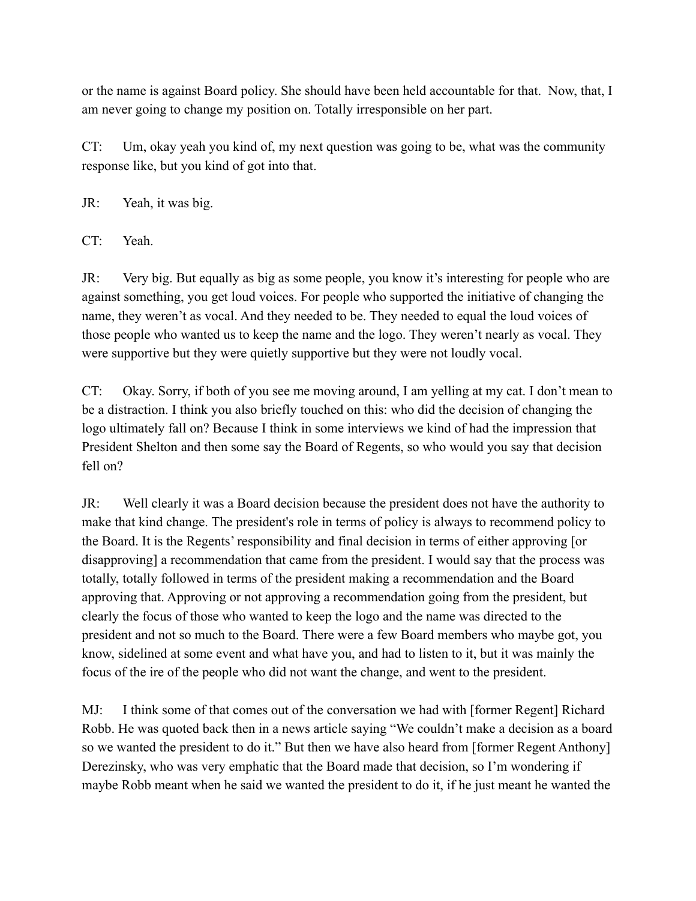or the name is against Board policy. She should have been held accountable for that. Now, that, I am never going to change my position on. Totally irresponsible on her part.

CT: Um, okay yeah you kind of, my next question was going to be, what was the community response like, but you kind of got into that.

JR: Yeah, it was big.

CT: Yeah.

JR: Very big. But equally as big as some people, you know it's interesting for people who are against something, you get loud voices. For people who supported the initiative of changing the name, they weren't as vocal. And they needed to be. They needed to equal the loud voices of those people who wanted us to keep the name and the logo. They weren't nearly as vocal. They were supportive but they were quietly supportive but they were not loudly vocal.

CT: Okay. Sorry, if both of you see me moving around, I am yelling at my cat. I don't mean to be a distraction. I think you also briefly touched on this: who did the decision of changing the logo ultimately fall on? Because I think in some interviews we kind of had the impression that President Shelton and then some say the Board of Regents, so who would you say that decision fell on?

JR: Well clearly it was a Board decision because the president does not have the authority to make that kind change. The president's role in terms of policy is always to recommend policy to the Board. It is the Regents' responsibility and final decision in terms of either approving [or disapproving] a recommendation that came from the president. I would say that the process was totally, totally followed in terms of the president making a recommendation and the Board approving that. Approving or not approving a recommendation going from the president, but clearly the focus of those who wanted to keep the logo and the name was directed to the president and not so much to the Board. There were a few Board members who maybe got, you know, sidelined at some event and what have you, and had to listen to it, but it was mainly the focus of the ire of the people who did not want the change, and went to the president.

MJ: I think some of that comes out of the conversation we had with [former Regent] Richard Robb. He was quoted back then in a news article saying "We couldn't make a decision as a board so we wanted the president to do it." But then we have also heard from [former Regent Anthony] Derezinsky, who was very emphatic that the Board made that decision, so I'm wondering if maybe Robb meant when he said we wanted the president to do it, if he just meant he wanted the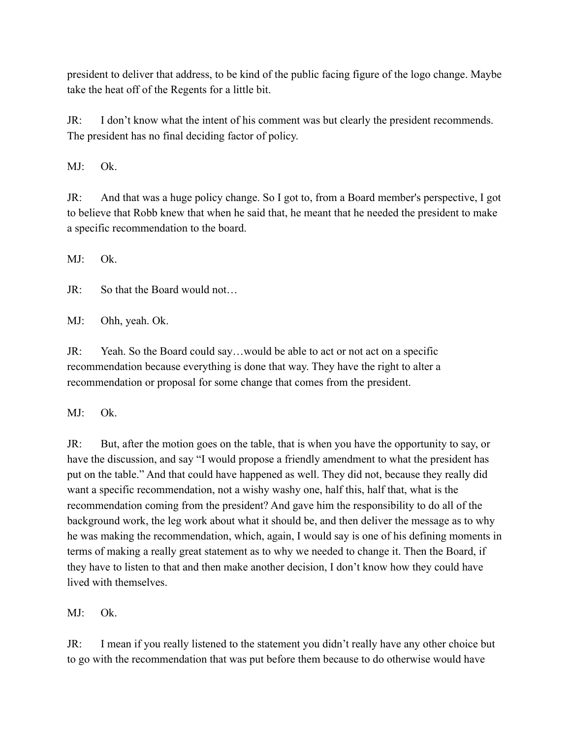president to deliver that address, to be kind of the public facing figure of the logo change. Maybe take the heat off of the Regents for a little bit.

JR: I don't know what the intent of his comment was but clearly the president recommends. The president has no final deciding factor of policy.

MJ: Ok.

JR: And that was a huge policy change. So I got to, from a Board member's perspective, I got to believe that Robb knew that when he said that, he meant that he needed the president to make a specific recommendation to the board.

MJ: Ok.

JR: So that the Board would not…

MJ: Ohh, yeah. Ok.

JR: Yeah. So the Board could say…would be able to act or not act on a specific recommendation because everything is done that way. They have the right to alter a recommendation or proposal for some change that comes from the president.

MJ: Ok.

JR: But, after the motion goes on the table, that is when you have the opportunity to say, or have the discussion, and say "I would propose a friendly amendment to what the president has put on the table." And that could have happened as well. They did not, because they really did want a specific recommendation, not a wishy washy one, half this, half that, what is the recommendation coming from the president? And gave him the responsibility to do all of the background work, the leg work about what it should be, and then deliver the message as to why he was making the recommendation, which, again, I would say is one of his defining moments in terms of making a really great statement as to why we needed to change it. Then the Board, if they have to listen to that and then make another decision, I don't know how they could have lived with themselves.

MJ: Ok.

JR: I mean if you really listened to the statement you didn't really have any other choice but to go with the recommendation that was put before them because to do otherwise would have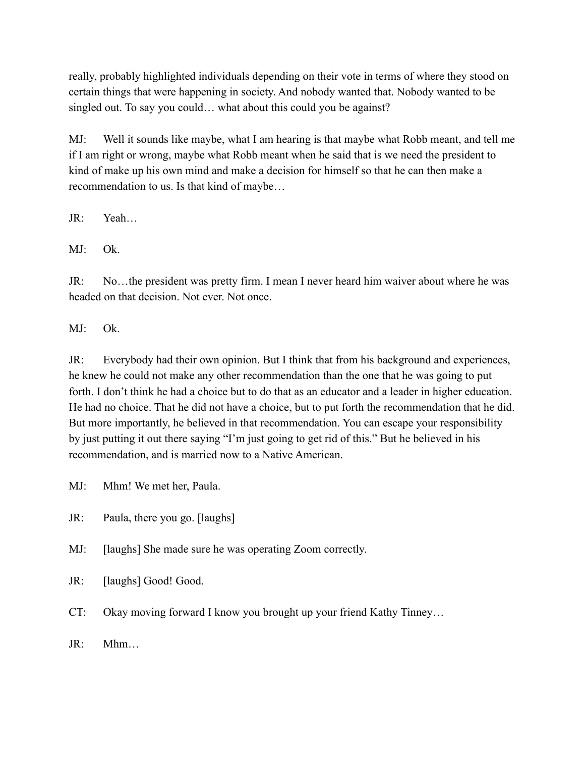really, probably highlighted individuals depending on their vote in terms of where they stood on certain things that were happening in society. And nobody wanted that. Nobody wanted to be singled out. To say you could… what about this could you be against?

MJ: Well it sounds like maybe, what I am hearing is that maybe what Robb meant, and tell me if I am right or wrong, maybe what Robb meant when he said that is we need the president to kind of make up his own mind and make a decision for himself so that he can then make a recommendation to us. Is that kind of maybe…

JR: Yeah…

MJ: Ok.

JR: No…the president was pretty firm. I mean I never heard him waiver about where he was headed on that decision. Not ever. Not once.

MJ: Ok.

JR: Everybody had their own opinion. But I think that from his background and experiences, he knew he could not make any other recommendation than the one that he was going to put forth. I don't think he had a choice but to do that as an educator and a leader in higher education. He had no choice. That he did not have a choice, but to put forth the recommendation that he did. But more importantly, he believed in that recommendation. You can escape your responsibility by just putting it out there saying "I'm just going to get rid of this." But he believed in his recommendation, and is married now to a Native American.

MJ: Mhm! We met her, Paula.

JR: Paula, there you go. [laughs]

MJ: [laughs] She made sure he was operating Zoom correctly.

JR: [laughs] Good! Good.

CT: Okay moving forward I know you brought up your friend Kathy Tinney…

JR: Mhm…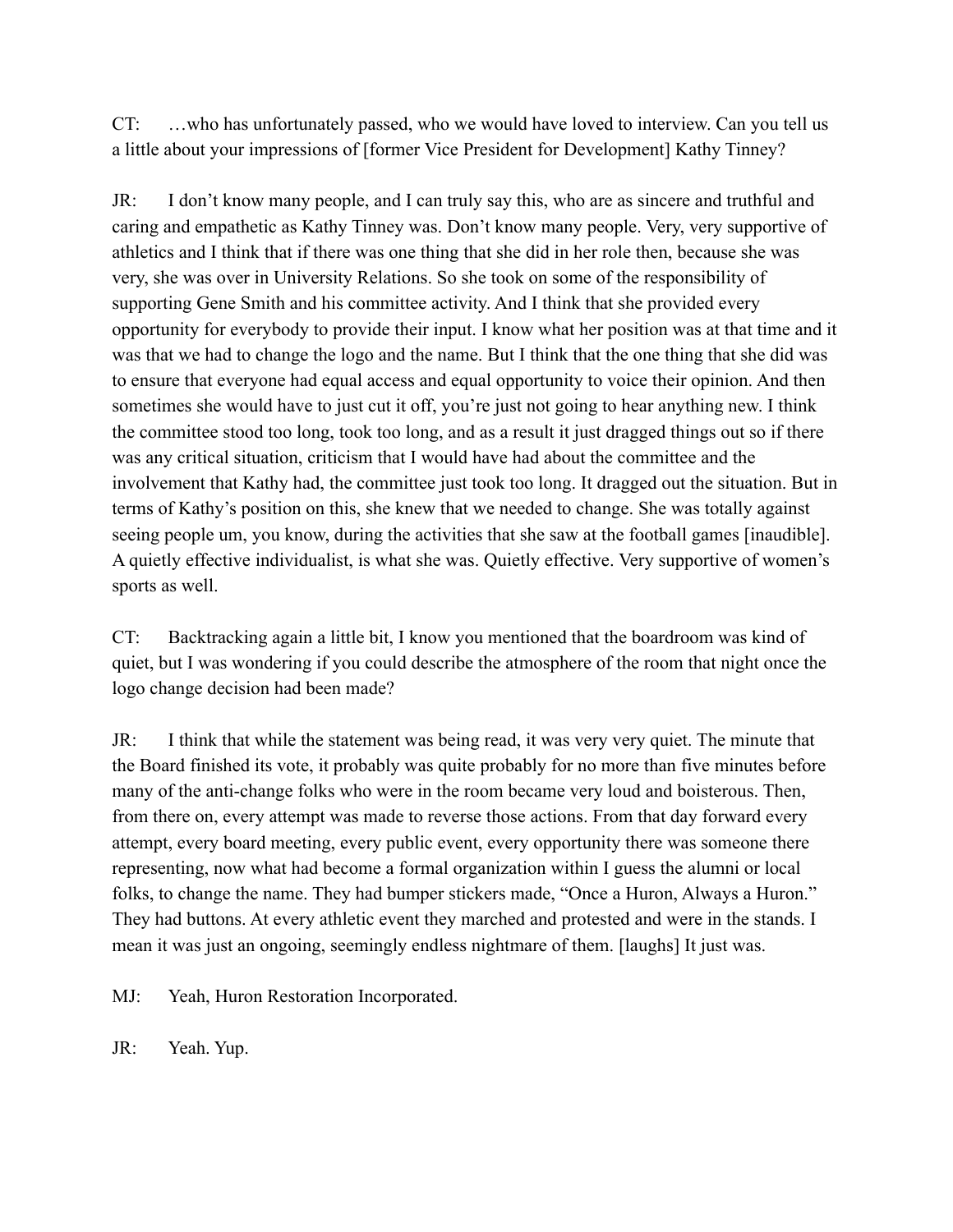CT: …who has unfortunately passed, who we would have loved to interview. Can you tell us a little about your impressions of [former Vice President for Development] Kathy Tinney?

JR: I don't know many people, and I can truly say this, who are as sincere and truthful and caring and empathetic as Kathy Tinney was. Don't know many people. Very, very supportive of athletics and I think that if there was one thing that she did in her role then, because she was very, she was over in University Relations. So she took on some of the responsibility of supporting Gene Smith and his committee activity. And I think that she provided every opportunity for everybody to provide their input. I know what her position was at that time and it was that we had to change the logo and the name. But I think that the one thing that she did was to ensure that everyone had equal access and equal opportunity to voice their opinion. And then sometimes she would have to just cut it off, you're just not going to hear anything new. I think the committee stood too long, took too long, and as a result it just dragged things out so if there was any critical situation, criticism that I would have had about the committee and the involvement that Kathy had, the committee just took too long. It dragged out the situation. But in terms of Kathy's position on this, she knew that we needed to change. She was totally against seeing people um, you know, during the activities that she saw at the football games [inaudible]. A quietly effective individualist, is what she was. Quietly effective. Very supportive of women's sports as well.

CT: Backtracking again a little bit, I know you mentioned that the boardroom was kind of quiet, but I was wondering if you could describe the atmosphere of the room that night once the logo change decision had been made?

JR: I think that while the statement was being read, it was very very quiet. The minute that the Board finished its vote, it probably was quite probably for no more than five minutes before many of the anti-change folks who were in the room became very loud and boisterous. Then, from there on, every attempt was made to reverse those actions. From that day forward every attempt, every board meeting, every public event, every opportunity there was someone there representing, now what had become a formal organization within I guess the alumni or local folks, to change the name. They had bumper stickers made, "Once a Huron, Always a Huron." They had buttons. At every athletic event they marched and protested and were in the stands. I mean it was just an ongoing, seemingly endless nightmare of them. [laughs] It just was.

MJ: Yeah, Huron Restoration Incorporated.

JR: Yeah. Yup.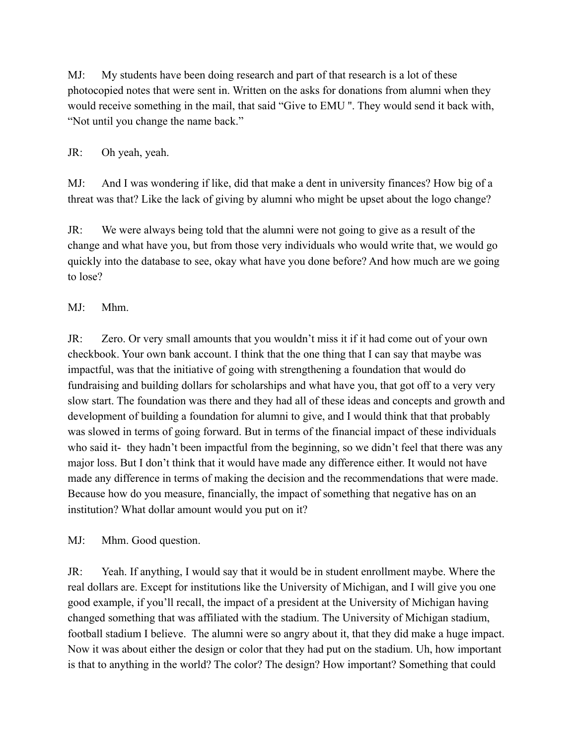MJ: My students have been doing research and part of that research is a lot of these photocopied notes that were sent in. Written on the asks for donations from alumni when they would receive something in the mail, that said "Give to EMU ". They would send it back with, "Not until you change the name back."

JR: Oh yeah, yeah.

MJ: And I was wondering if like, did that make a dent in university finances? How big of a threat was that? Like the lack of giving by alumni who might be upset about the logo change?

JR: We were always being told that the alumni were not going to give as a result of the change and what have you, but from those very individuals who would write that, we would go quickly into the database to see, okay what have you done before? And how much are we going to lose?

MJ: Mhm.

JR: Zero. Or very small amounts that you wouldn't miss it if it had come out of your own checkbook. Your own bank account. I think that the one thing that I can say that maybe was impactful, was that the initiative of going with strengthening a foundation that would do fundraising and building dollars for scholarships and what have you, that got off to a very very slow start. The foundation was there and they had all of these ideas and concepts and growth and development of building a foundation for alumni to give, and I would think that that probably was slowed in terms of going forward. But in terms of the financial impact of these individuals who said it- they hadn't been impactful from the beginning, so we didn't feel that there was any major loss. But I don't think that it would have made any difference either. It would not have made any difference in terms of making the decision and the recommendations that were made. Because how do you measure, financially, the impact of something that negative has on an institution? What dollar amount would you put on it?

MJ: Mhm. Good question.

JR: Yeah. If anything, I would say that it would be in student enrollment maybe. Where the real dollars are. Except for institutions like the University of Michigan, and I will give you one good example, if you'll recall, the impact of a president at the University of Michigan having changed something that was affiliated with the stadium. The University of Michigan stadium, football stadium I believe. The alumni were so angry about it, that they did make a huge impact. Now it was about either the design or color that they had put on the stadium. Uh, how important is that to anything in the world? The color? The design? How important? Something that could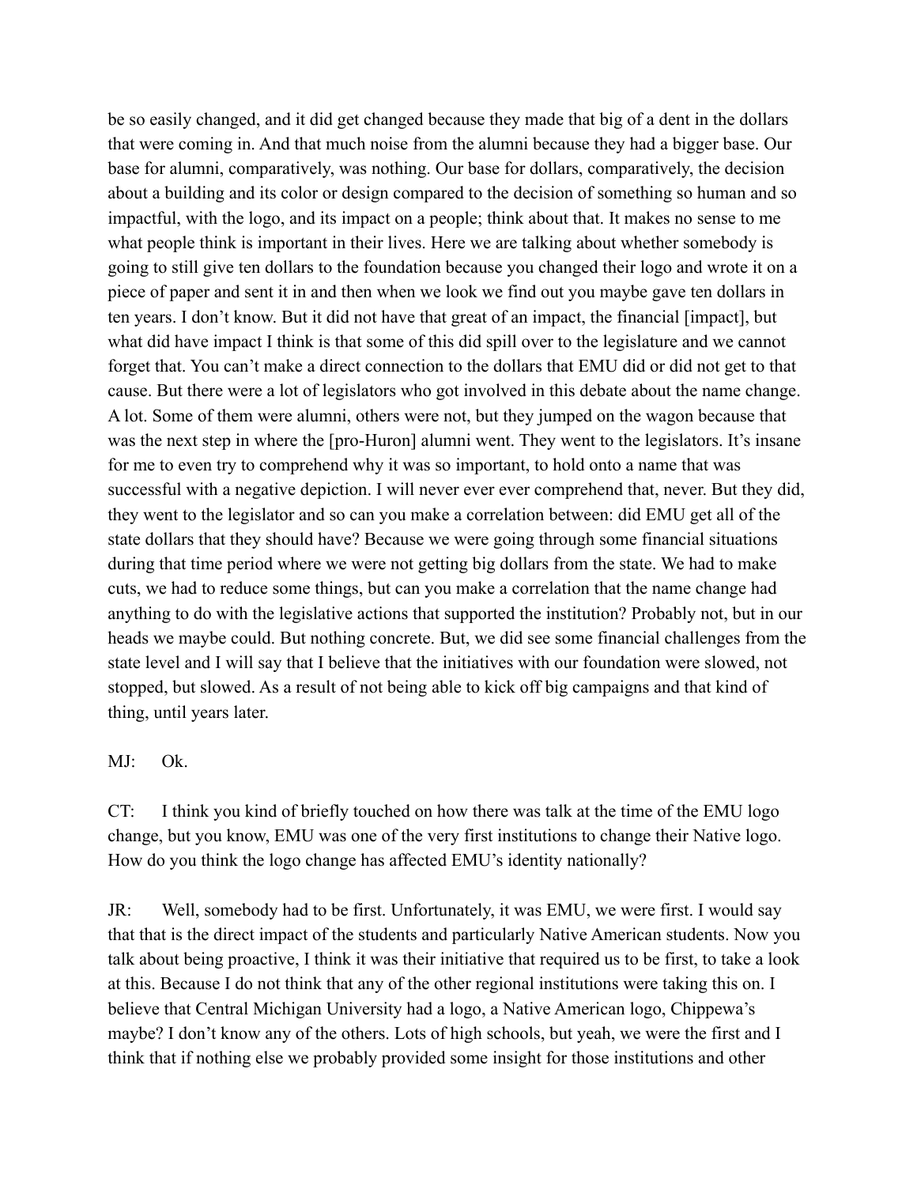be so easily changed, and it did get changed because they made that big of a dent in the dollars that were coming in. And that much noise from the alumni because they had a bigger base. Our base for alumni, comparatively, was nothing. Our base for dollars, comparatively, the decision about a building and its color or design compared to the decision of something so human and so impactful, with the logo, and its impact on a people; think about that. It makes no sense to me what people think is important in their lives. Here we are talking about whether somebody is going to still give ten dollars to the foundation because you changed their logo and wrote it on a piece of paper and sent it in and then when we look we find out you maybe gave ten dollars in ten years. I don't know. But it did not have that great of an impact, the financial [impact], but what did have impact I think is that some of this did spill over to the legislature and we cannot forget that. You can't make a direct connection to the dollars that EMU did or did not get to that cause. But there were a lot of legislators who got involved in this debate about the name change. A lot. Some of them were alumni, others were not, but they jumped on the wagon because that was the next step in where the [pro-Huron] alumni went. They went to the legislators. It's insane for me to even try to comprehend why it was so important, to hold onto a name that was successful with a negative depiction. I will never ever ever comprehend that, never. But they did, they went to the legislator and so can you make a correlation between: did EMU get all of the state dollars that they should have? Because we were going through some financial situations during that time period where we were not getting big dollars from the state. We had to make cuts, we had to reduce some things, but can you make a correlation that the name change had anything to do with the legislative actions that supported the institution? Probably not, but in our heads we maybe could. But nothing concrete. But, we did see some financial challenges from the state level and I will say that I believe that the initiatives with our foundation were slowed, not stopped, but slowed. As a result of not being able to kick off big campaigns and that kind of thing, until years later.

MJ: Ok.

CT: I think you kind of briefly touched on how there was talk at the time of the EMU logo change, but you know, EMU was one of the very first institutions to change their Native logo. How do you think the logo change has affected EMU's identity nationally?

JR: Well, somebody had to be first. Unfortunately, it was EMU, we were first. I would say that that is the direct impact of the students and particularly Native American students. Now you talk about being proactive, I think it was their initiative that required us to be first, to take a look at this. Because I do not think that any of the other regional institutions were taking this on. I believe that Central Michigan University had a logo, a Native American logo, Chippewa's maybe? I don't know any of the others. Lots of high schools, but yeah, we were the first and I think that if nothing else we probably provided some insight for those institutions and other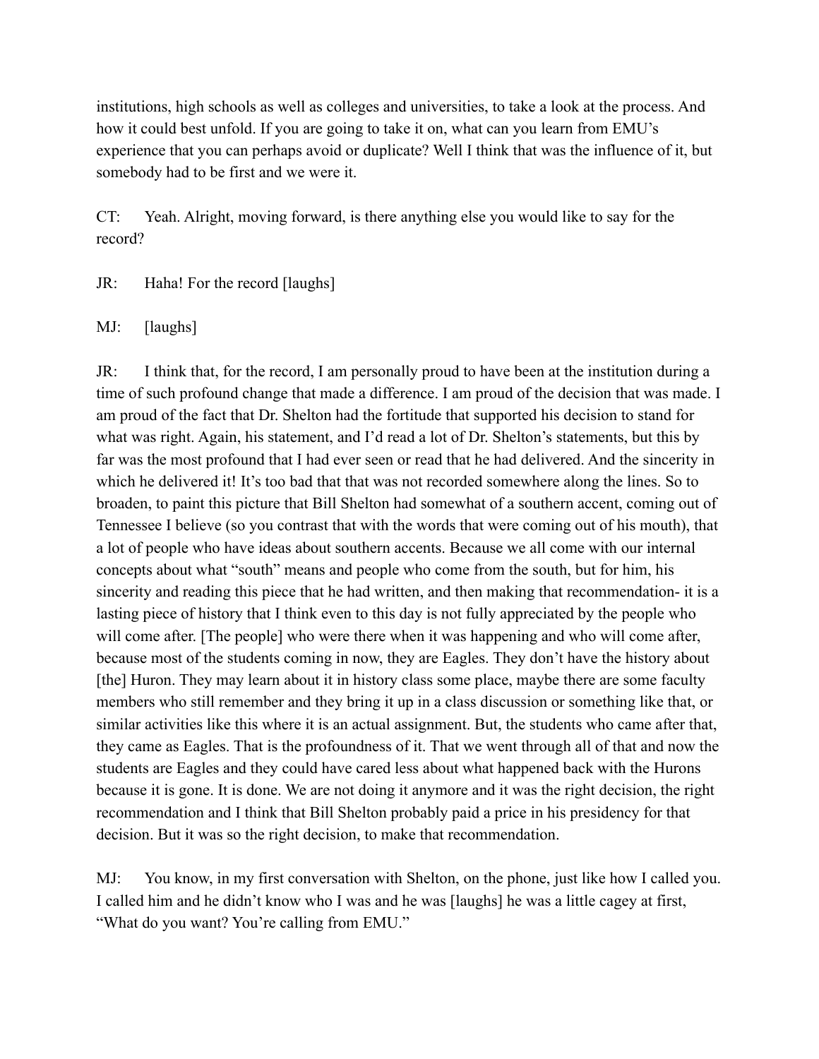institutions, high schools as well as colleges and universities, to take a look at the process. And how it could best unfold. If you are going to take it on, what can you learn from EMU's experience that you can perhaps avoid or duplicate? Well I think that was the influence of it, but somebody had to be first and we were it.

CT: Yeah. Alright, moving forward, is there anything else you would like to say for the record?

JR: Haha! For the record [laughs]

MJ: [laughs]

JR: I think that, for the record, I am personally proud to have been at the institution during a time of such profound change that made a difference. I am proud of the decision that was made. I am proud of the fact that Dr. Shelton had the fortitude that supported his decision to stand for what was right. Again, his statement, and I'd read a lot of Dr. Shelton's statements, but this by far was the most profound that I had ever seen or read that he had delivered. And the sincerity in which he delivered it! It's too bad that that was not recorded somewhere along the lines. So to broaden, to paint this picture that Bill Shelton had somewhat of a southern accent, coming out of Tennessee I believe (so you contrast that with the words that were coming out of his mouth), that a lot of people who have ideas about southern accents. Because we all come with our internal concepts about what "south" means and people who come from the south, but for him, his sincerity and reading this piece that he had written, and then making that recommendation- it is a lasting piece of history that I think even to this day is not fully appreciated by the people who will come after. [The people] who were there when it was happening and who will come after, because most of the students coming in now, they are Eagles. They don't have the history about [the] Huron. They may learn about it in history class some place, maybe there are some faculty members who still remember and they bring it up in a class discussion or something like that, or similar activities like this where it is an actual assignment. But, the students who came after that, they came as Eagles. That is the profoundness of it. That we went through all of that and now the students are Eagles and they could have cared less about what happened back with the Hurons because it is gone. It is done. We are not doing it anymore and it was the right decision, the right recommendation and I think that Bill Shelton probably paid a price in his presidency for that decision. But it was so the right decision, to make that recommendation.

MJ: You know, in my first conversation with Shelton, on the phone, just like how I called you. I called him and he didn't know who I was and he was [laughs] he was a little cagey at first, "What do you want? You're calling from EMU."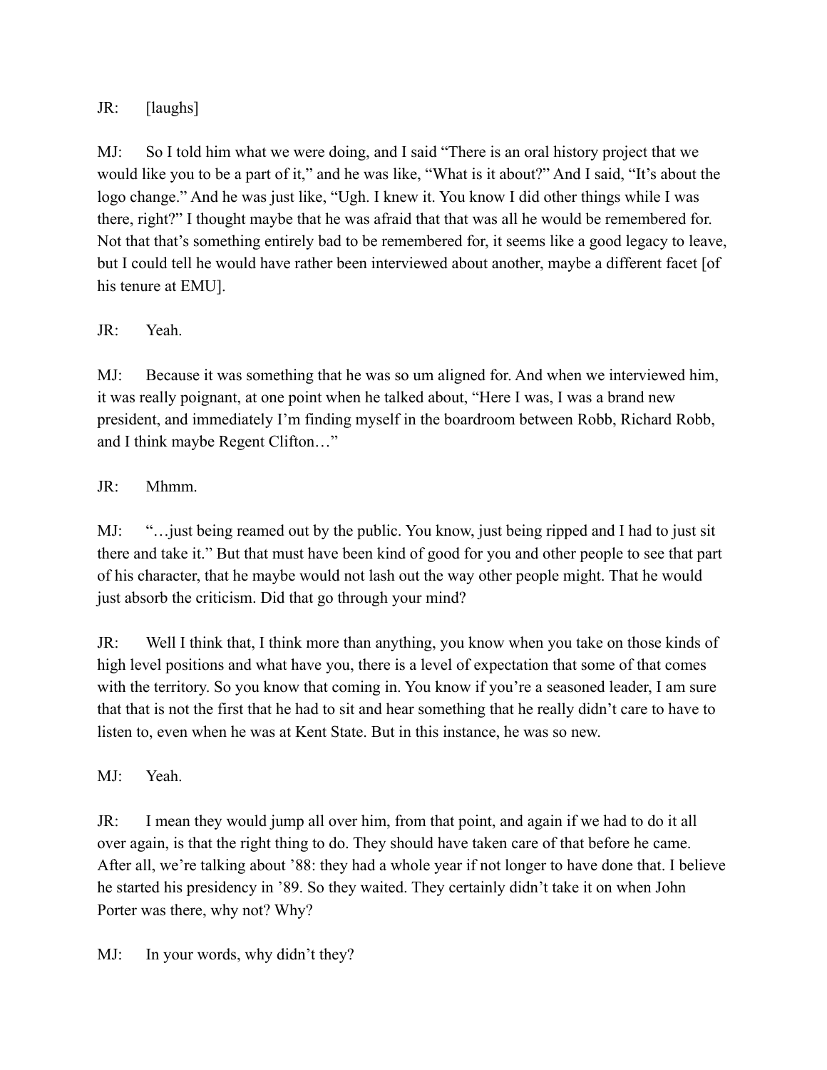JR: [laughs]

MJ: So I told him what we were doing, and I said "There is an oral history project that we would like you to be a part of it," and he was like, "What is it about?" And I said, "It's about the logo change." And he was just like, "Ugh. I knew it. You know I did other things while I was there, right?" I thought maybe that he was afraid that that was all he would be remembered for. Not that that's something entirely bad to be remembered for, it seems like a good legacy to leave, but I could tell he would have rather been interviewed about another, maybe a different facet [of his tenure at EMU].

JR: Yeah.

MJ: Because it was something that he was so um aligned for. And when we interviewed him, it was really poignant, at one point when he talked about, "Here I was, I was a brand new president, and immediately I'm finding myself in the boardroom between Robb, Richard Robb, and I think maybe Regent Clifton…"

JR: Mhmm.

MJ: "…just being reamed out by the public. You know, just being ripped and I had to just sit there and take it." But that must have been kind of good for you and other people to see that part of his character, that he maybe would not lash out the way other people might. That he would just absorb the criticism. Did that go through your mind?

JR: Well I think that, I think more than anything, you know when you take on those kinds of high level positions and what have you, there is a level of expectation that some of that comes with the territory. So you know that coming in. You know if you're a seasoned leader, I am sure that that is not the first that he had to sit and hear something that he really didn't care to have to listen to, even when he was at Kent State. But in this instance, he was so new.

MJ: Yeah.

JR: I mean they would jump all over him, from that point, and again if we had to do it all over again, is that the right thing to do. They should have taken care of that before he came. After all, we're talking about '88: they had a whole year if not longer to have done that. I believe he started his presidency in '89. So they waited. They certainly didn't take it on when John Porter was there, why not? Why?

MJ: In your words, why didn't they?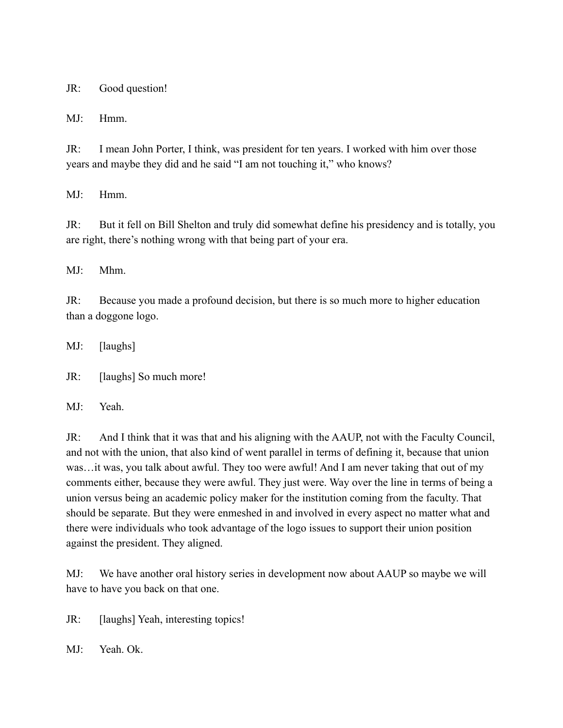JR: Good question!

MJ: Hmm.

JR: I mean John Porter, I think, was president for ten years. I worked with him over those years and maybe they did and he said "I am not touching it," who knows?

MJ: Hmm.

JR: But it fell on Bill Shelton and truly did somewhat define his presidency and is totally, you are right, there's nothing wrong with that being part of your era.

MJ: Mhm.

JR: Because you made a profound decision, but there is so much more to higher education than a doggone logo.

MJ: [laughs]

JR: [laughs] So much more!

MJ: Yeah.

JR: And I think that it was that and his aligning with the AAUP, not with the Faculty Council, and not with the union, that also kind of went parallel in terms of defining it, because that union was…it was, you talk about awful. They too were awful! And I am never taking that out of my comments either, because they were awful. They just were. Way over the line in terms of being a union versus being an academic policy maker for the institution coming from the faculty. That should be separate. But they were enmeshed in and involved in every aspect no matter what and there were individuals who took advantage of the logo issues to support their union position against the president. They aligned.

MJ: We have another oral history series in development now about AAUP so maybe we will have to have you back on that one.

JR: [laughs] Yeah, interesting topics!

MJ: Yeah. Ok.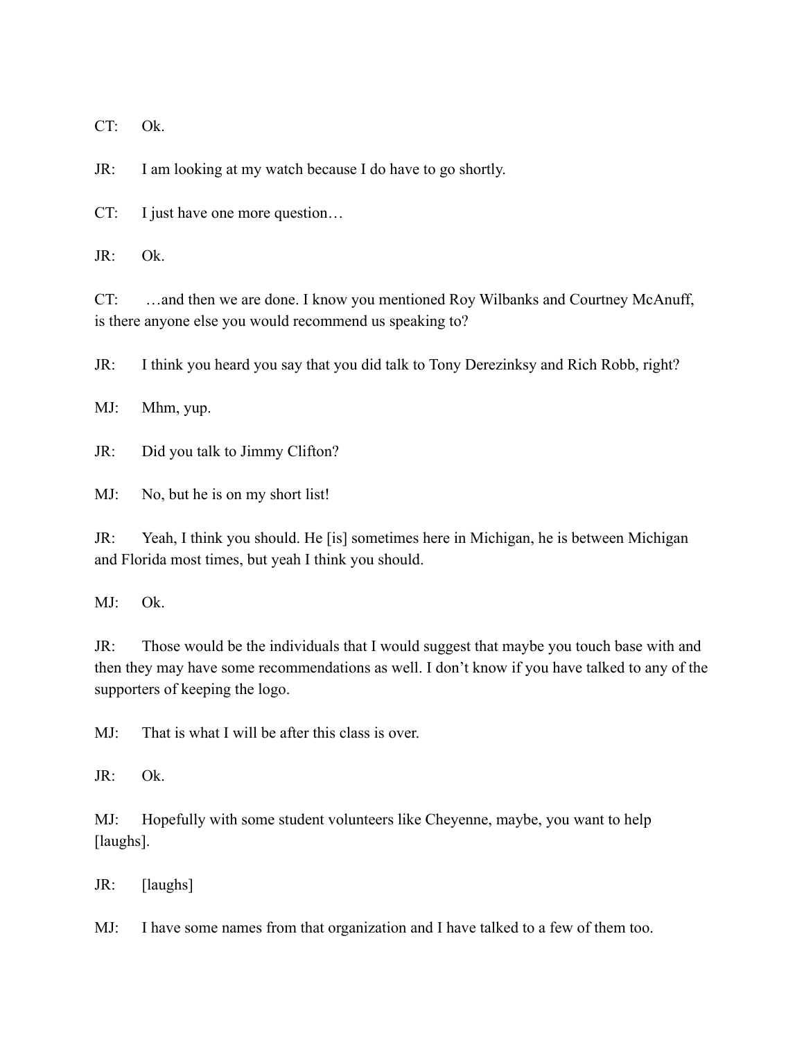CT: Ok.

JR: I am looking at my watch because I do have to go shortly.

CT: I just have one more question…

JR: Ok.

CT: …and then we are done. I know you mentioned Roy Wilbanks and Courtney McAnuff, is there anyone else you would recommend us speaking to?

JR: I think you heard you say that you did talk to Tony Derezinksy and Rich Robb, right?

MJ: Mhm, yup.

JR: Did you talk to Jimmy Clifton?

MJ: No, but he is on my short list!

JR: Yeah, I think you should. He [is] sometimes here in Michigan, he is between Michigan and Florida most times, but yeah I think you should.

MJ: Ok.

JR: Those would be the individuals that I would suggest that maybe you touch base with and then they may have some recommendations as well. I don't know if you have talked to any of the supporters of keeping the logo.

MJ: That is what I will be after this class is over.

JR: Ok.

MJ: Hopefully with some student volunteers like Cheyenne, maybe, you want to help [laughs].

JR: [laughs]

MJ: I have some names from that organization and I have talked to a few of them too.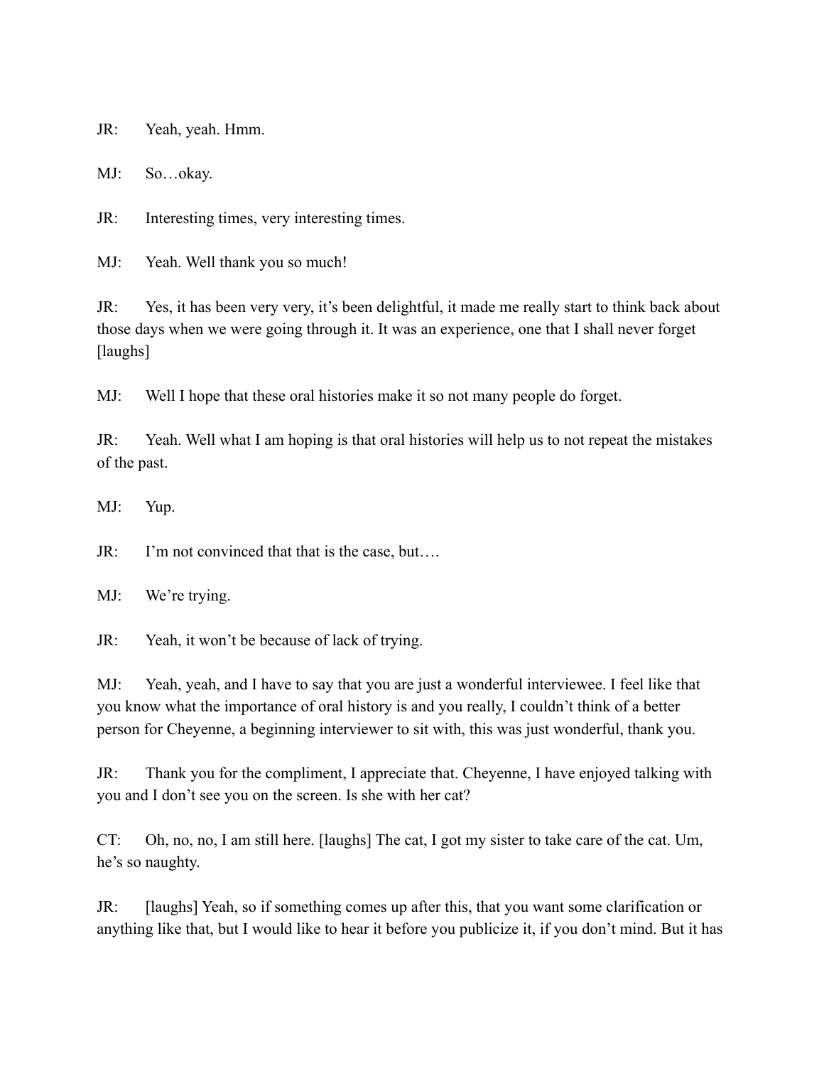JR: Yeah, yeah. Hmm.

MJ: So…okay.

JR: Interesting times, very interesting times.

MJ: Yeah. Well thank you so much!

JR: Yes, it has been very very, it's been delightful, it made me really start to think back about those days when we were going through it. It was an experience, one that I shall never forget [laughs]

MJ: Well I hope that these oral histories make it so not many people do forget.

JR: Yeah. Well what I am hoping is that oral histories will help us to not repeat the mistakes of the past.

MJ: Yup.

JR: I'm not convinced that that is the case, but….

MJ: We're trying.

JR: Yeah, it won't be because of lack of trying.

MJ: Yeah, yeah, and I have to say that you are just a wonderful interviewee. I feel like that you know what the importance of oral history is and you really, I couldn't think of a better person for Cheyenne, a beginning interviewer to sit with, this was just wonderful, thank you.

JR: Thank you for the compliment, I appreciate that. Cheyenne, I have enjoyed talking with you and I don't see you on the screen. Is she with her cat?

CT: Oh, no, no, I am still here. [laughs] The cat, I got my sister to take care of the cat. Um, he's so naughty.

JR: [laughs] Yeah, so if something comes up after this, that you want some clarification or anything like that, but I would like to hear it before you publicize it, if you don't mind. But it has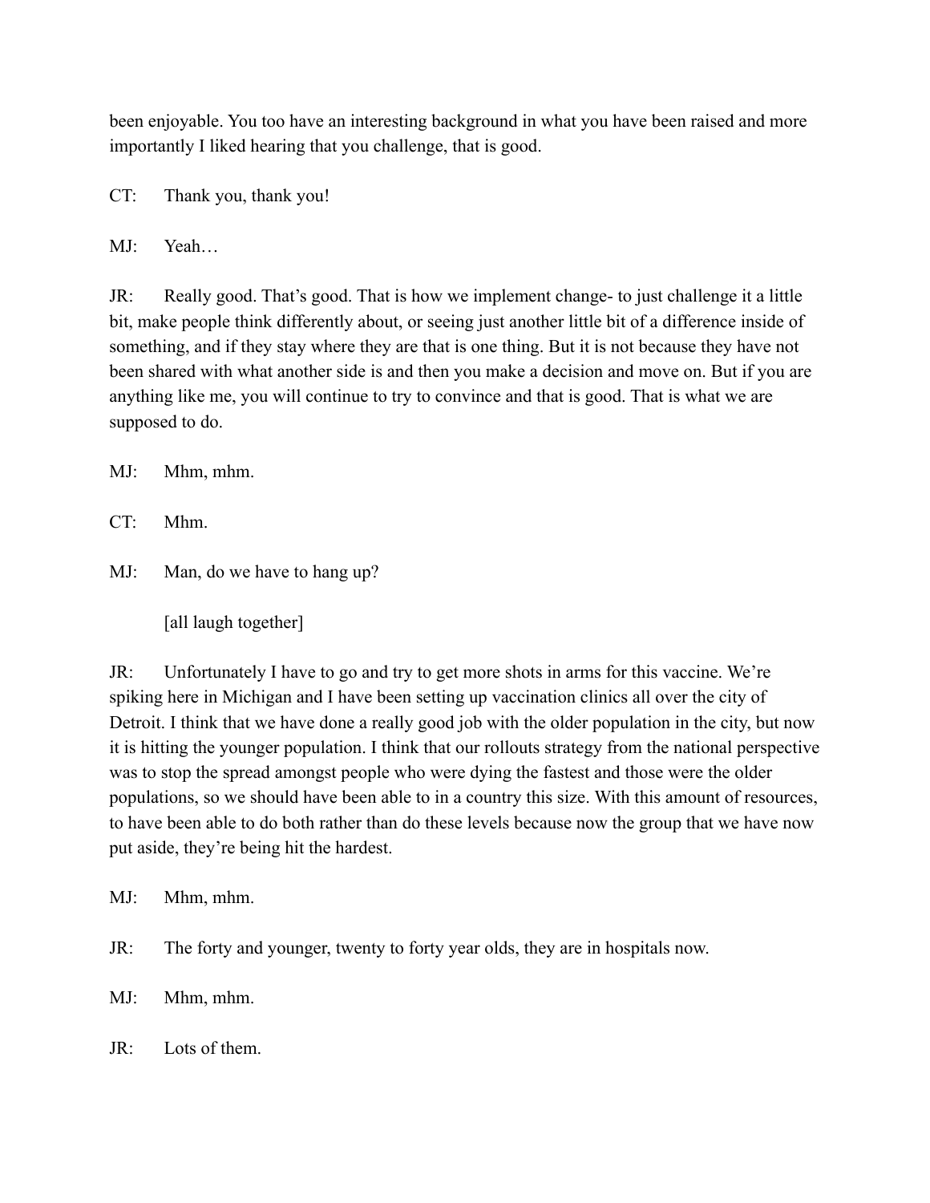been enjoyable. You too have an interesting background in what you have been raised and more importantly I liked hearing that you challenge, that is good.

CT: Thank you, thank you!

MJ: Yeah…

JR: Really good. That's good. That is how we implement change- to just challenge it a little bit, make people think differently about, or seeing just another little bit of a difference inside of something, and if they stay where they are that is one thing. But it is not because they have not been shared with what another side is and then you make a decision and move on. But if you are anything like me, you will continue to try to convince and that is good. That is what we are supposed to do.

MJ: Mhm, mhm.

CT: Mhm.

MJ: Man, do we have to hang up?

[all laugh together]

JR: Unfortunately I have to go and try to get more shots in arms for this vaccine. We're spiking here in Michigan and I have been setting up vaccination clinics all over the city of Detroit. I think that we have done a really good job with the older population in the city, but now it is hitting the younger population. I think that our rollouts strategy from the national perspective was to stop the spread amongst people who were dying the fastest and those were the older populations, so we should have been able to in a country this size. With this amount of resources, to have been able to do both rather than do these levels because now the group that we have now put aside, they're being hit the hardest.

MJ: Mhm, mhm.

JR: The forty and younger, twenty to forty year olds, they are in hospitals now.

MJ: Mhm, mhm.

JR: Lots of them.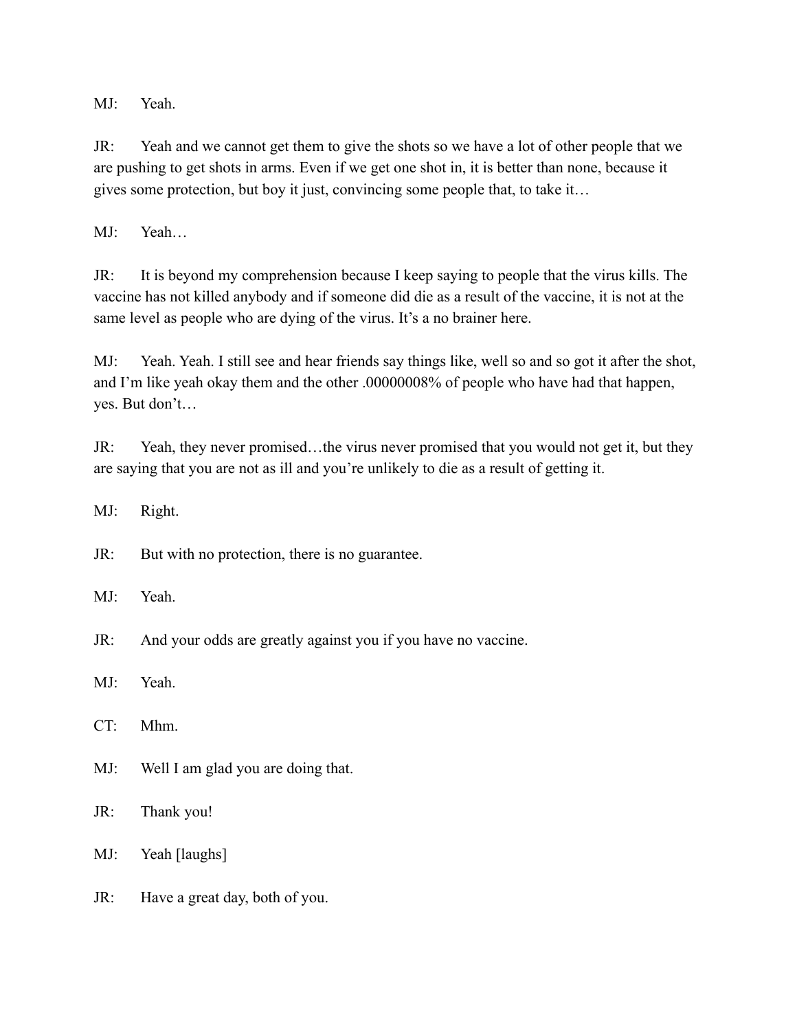MJ: Yeah.

JR: Yeah and we cannot get them to give the shots so we have a lot of other people that we are pushing to get shots in arms. Even if we get one shot in, it is better than none, because it gives some protection, but boy it just, convincing some people that, to take it…

MJ: Yeah…

JR: It is beyond my comprehension because I keep saying to people that the virus kills. The vaccine has not killed anybody and if someone did die as a result of the vaccine, it is not at the same level as people who are dying of the virus. It's a no brainer here.

MJ: Yeah. Yeah. I still see and hear friends say things like, well so and so got it after the shot, and I'm like yeah okay them and the other .00000008% of people who have had that happen, yes. But don't…

JR: Yeah, they never promised…the virus never promised that you would not get it, but they are saying that you are not as ill and you're unlikely to die as a result of getting it.

MJ: Right.

JR: But with no protection, there is no guarantee.

MJ: Yeah.

JR: And your odds are greatly against you if you have no vaccine.

MJ: Yeah.

CT: Mhm.

MJ: Well I am glad you are doing that.

JR: Thank you!

MJ: Yeah [laughs]

JR: Have a great day, both of you.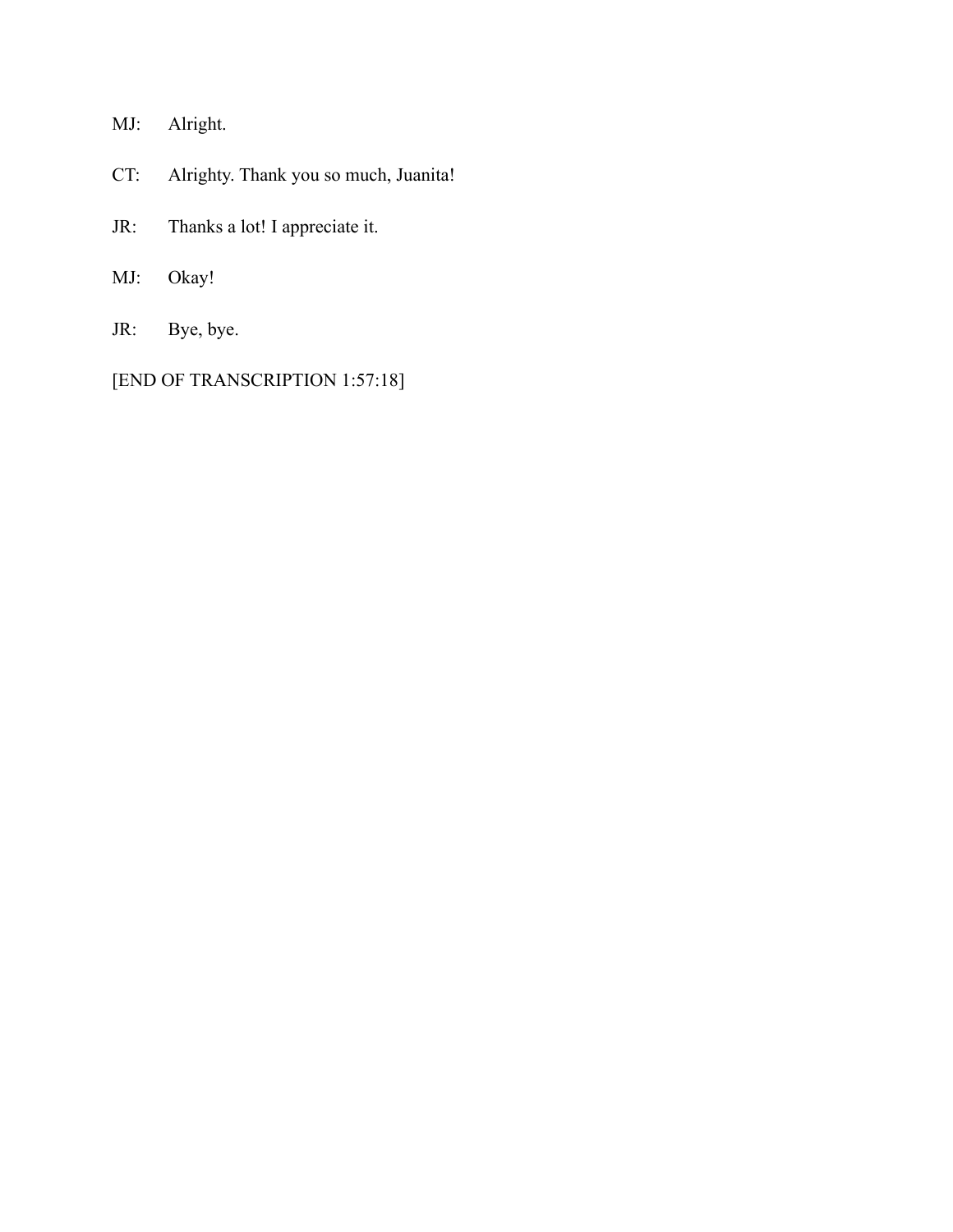MJ: Alright.

CT: Alrighty. Thank you so much, Juanita!

JR: Thanks a lot! I appreciate it.

MJ: Okay!

JR: Bye, bye.

[END OF TRANSCRIPTION 1:57:18]